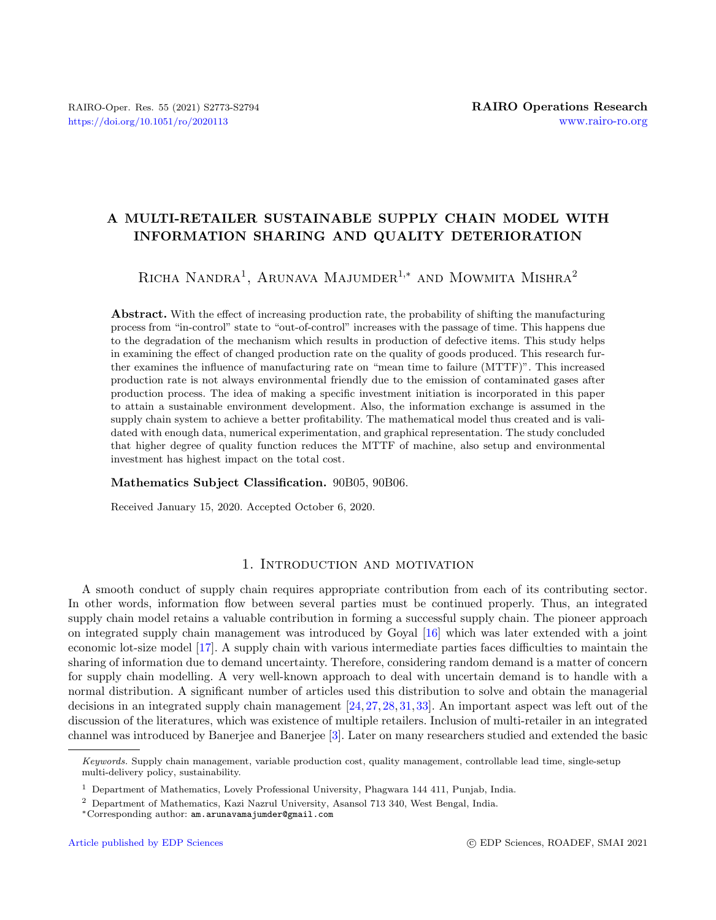# A MULTI-RETAILER SUSTAINABLE SUPPLY CHAIN MODEL WITH INFORMATION SHARING AND QUALITY DETERIORATION

Richa Nandra[1], Arunava Majumder[1,*] and Mowmita Mishra[2]

**Abstract.** With the effect of increasing production rate, the probability of shifting the manufacturing process from "in-control" state to "out-of-control" increases with the passage of time. This happens due to the degradation of the mechanism which results in production of defective items. This study helps in examining the effect of changed production rate on the quality of goods produced. This research further examines the influence of manufacturing rate on "mean time to failure (MTTF)". This increased production rate is not always environmental friendly due to the emission of contaminated gases after production process. The idea of making a specific investment initiation is incorporated in this paper to attain a sustainable environment development. Also, the information exchange is assumed in the supply chain system to achieve a better profitability. The mathematical model thus created and is validated with enough data, numerical experimentation, and graphical representation. The study concluded that higher degree of quality function reduces the MTTF of machine, also setup and environmental investment has highest impact on the total cost.

**Mathematics Subject Classification.** 90B05, 90B06.

Received January 15, 2020. Accepted October 6, 2020.

## 1. Introduction and motivation

A smooth conduct of supply chain requires appropriate contribution from each of its contributing sector. In other words, information flow between several parties must be continued properly. Thus, an integrated supply chain model retains a valuable contribution in forming a successful supply chain. The pioneer approach on integrated supply chain management was introduced by Goyal [16] which was later extended with a joint economic lot-size model [17]. A supply chain with various intermediate parties faces difficulties to maintain the sharing of information due to demand uncertainty. Therefore, considering random demand is a matter of concern for supply chain modelling. A very well-known approach to deal with uncertain demand is to handle with a normal distribution. A significant number of articles used this distribution to solve and obtain the managerial decisions in an integrated supply chain management [24,27,28,31,33]. An important aspect was left out of the discussion of the literatures, which was existence of multiple retailers. Inclusion of multi-retailer in an integrated channel was introduced by Banerjee and Banerjee [3]. Later on many researchers studied and extended the basic

*Keywords.* Supply chain management, variable production cost, quality management, controllable lead time, single-setup multi-delivery policy, sustainability.

[1] Department of Mathematics, Lovely Professional University, Phagwara 144 411, Punjab, India.

[2] Department of Mathematics, Kazi Nazrul University, Asansol 713 340, West Bengal, India.

[*] Corresponding author: am.arunavamajumder@gmail.com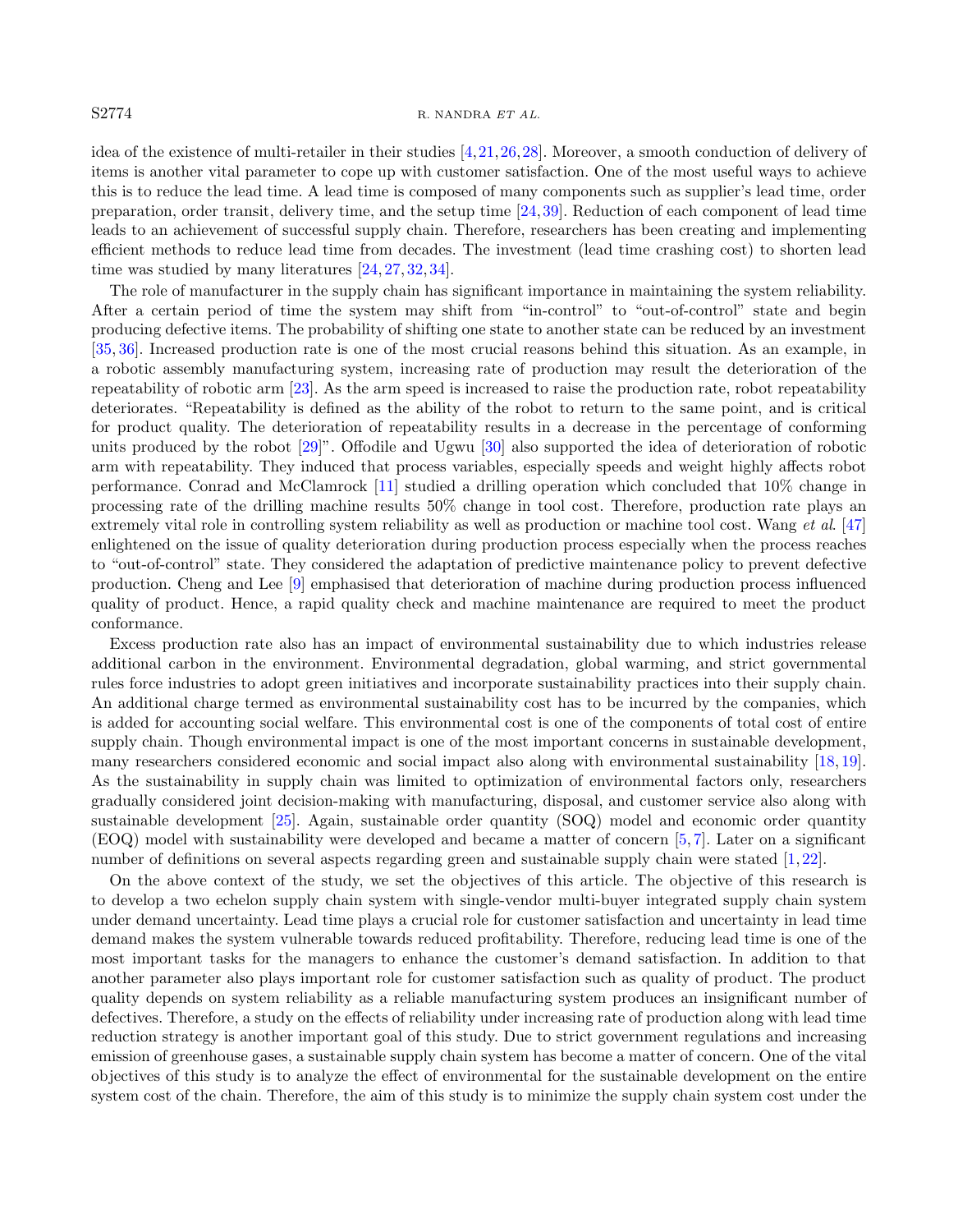idea of the existence of multi-retailer in their studies [4,21,26,28]. Moreover, a smooth conduction of delivery of items is another vital parameter to cope up with customer satisfaction. One of the most useful ways to achieve this is to reduce the lead time. A lead time is composed of many components such as supplier's lead time, order preparation, order transit, delivery time, and the setup time [24,39]. Reduction of each component of lead time leads to an achievement of successful supply chain. Therefore, researchers has been creating and implementing efficient methods to reduce lead time from decades. The investment (lead time crashing cost) to shorten lead time was studied by many literatures [24,27,32,34].

The role of manufacturer in the supply chain has significant importance in maintaining the system reliability. After a certain period of time the system may shift from "in-control" to "out-of-control" state and begin producing defective items. The probability of shifting one state to another state can be reduced by an investment [35,36]. Increased production rate is one of the most crucial reasons behind this situation. As an example, in a robotic assembly manufacturing system, increasing rate of production may result the deterioration of the repeatability of robotic arm [23]. As the arm speed is increased to raise the production rate, robot repeatability deteriorates. "Repeatability is defined as the ability of the robot to return to the same point, and is critical for product quality. The deterioration of repeatability results in a decrease in the percentage of conforming units produced by the robot [29]". Offodile and Ugwu [30] also supported the idea of deterioration of robotic arm with repeatability. They induced that process variables, especially speeds and weight highly affects robot performance. Conrad and McClamrock [11] studied a drilling operation which concluded that 10% change in processing rate of the drilling machine results 50% change in tool cost. Therefore, production rate plays an extremely vital role in controlling system reliability as well as production or machine tool cost. Wang *et al.* [47] enlightened on the issue of quality deterioration during production process especially when the process reaches to "out-of-control" state. They considered the adaptation of predictive maintenance policy to prevent defective production. Cheng and Lee [9] emphasised that deterioration of machine during production process influenced quality of product. Hence, a rapid quality check and machine maintenance are required to meet the product conformance.

Excess production rate also has an impact of environmental sustainability due to which industries release additional carbon in the environment. Environmental degradation, global warming, and strict governmental rules force industries to adopt green initiatives and incorporate sustainability practices into their supply chain. An additional charge termed as environmental sustainability cost has to be incurred by the companies, which is added for accounting social welfare. This environmental cost is one of the components of total cost of entire supply chain. Though environmental impact is one of the most important concerns in sustainable development, many researchers considered economic and social impact also along with environmental sustainability [18,19]. As the sustainability in supply chain was limited to optimization of environmental factors only, researchers gradually considered joint decision-making with manufacturing, disposal, and customer service also along with sustainable development [25]. Again, sustainable order quantity (SOQ) model and economic order quantity (EOQ) model with sustainability were developed and became a matter of concern [5,7]. Later on a significant number of definitions on several aspects regarding green and sustainable supply chain were stated [1,22].

On the above context of the study, we set the objectives of this article. The objective of this research is to develop a two echelon supply chain system with single-vendor multi-buyer integrated supply chain system under demand uncertainty. Lead time plays a crucial role for customer satisfaction and uncertainty in lead time demand makes the system vulnerable towards reduced profitability. Therefore, reducing lead time is one of the most important tasks for the managers to enhance the customer's demand satisfaction. In addition to that another parameter also plays important role for customer satisfaction such as quality of product. The product quality depends on system reliability as a reliable manufacturing system produces an insignificant number of defectives. Therefore, a study on the effects of reliability under increasing rate of production along with lead time reduction strategy is another important goal of this study. Due to strict government regulations and increasing emission of greenhouse gases, a sustainable supply chain system has become a matter of concern. One of the vital objectives of this study is to analyze the effect of environmental for the sustainable development on the entire system cost of the chain. Therefore, the aim of this study is to minimize the supply chain system cost under the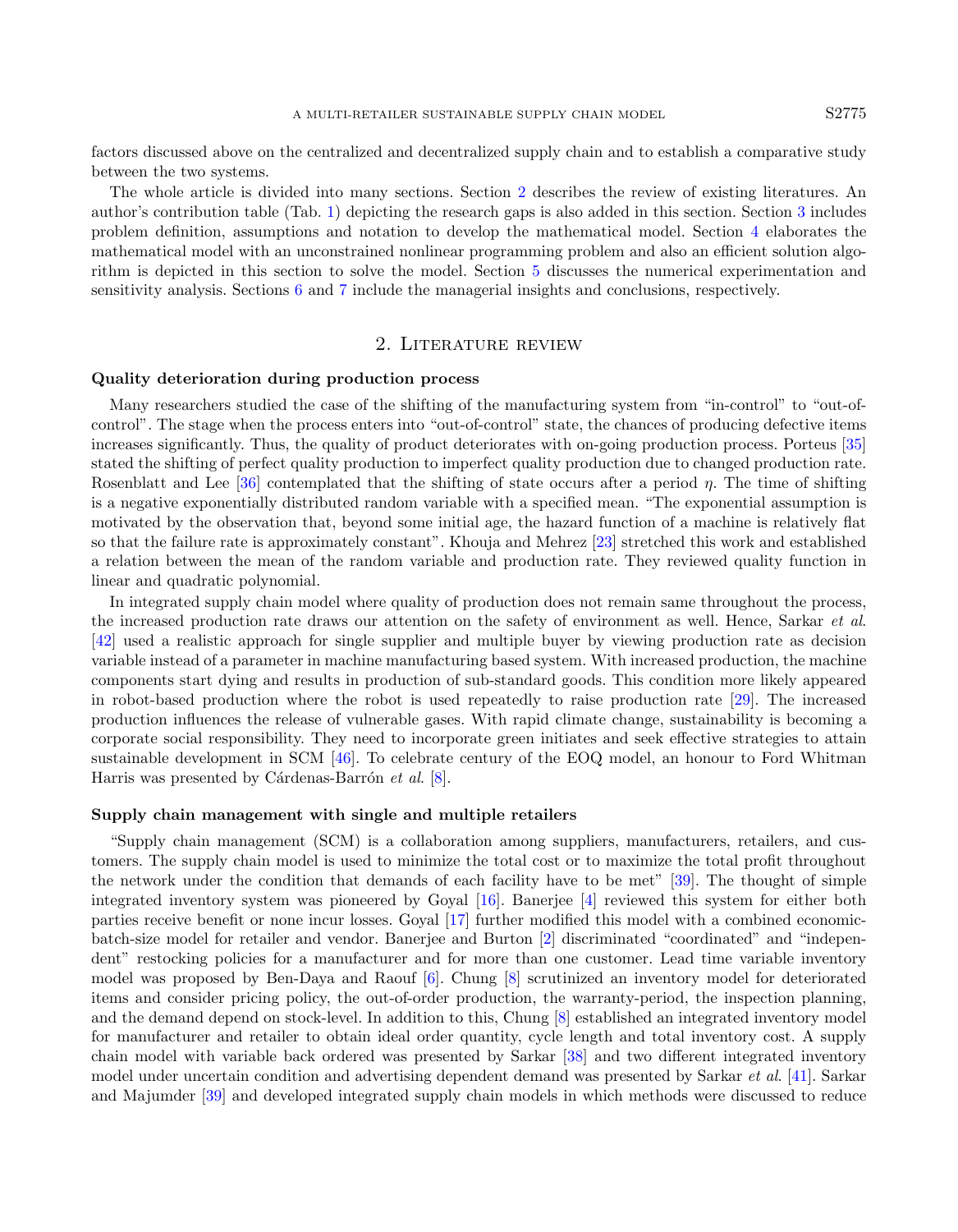factors discussed above on the centralized and decentralized supply chain and to establish a comparative study between the two systems.

The whole article is divided into many sections. Section 2 describes the review of existing literatures. An author's contribution table (Tab. 1) depicting the research gaps is also added in this section. Section 3 includes problem definition, assumptions and notation to develop the mathematical model. Section 4 elaborates the mathematical model with an unconstrained nonlinear programming problem and also an efficient solution algorithm is depicted in this section to solve the model. Section 5 discusses the numerical experimentation and sensitivity analysis. Sections 6 and 7 include the managerial insights and conclusions, respectively.

## 2. Literature review

### Quality deterioration during production process

Many researchers studied the case of the shifting of the manufacturing system from "in-control" to "out-of-control". The stage when the process enters into "out-of-control" state, the chances of producing defective items increases significantly. Thus, the quality of product deteriorates with on-going production process. Porteus [35] stated the shifting of perfect quality production to imperfect quality production due to changed production rate. Rosenblatt and Lee [36] contemplated that the shifting of state occurs after a period $\eta$. The time of shifting is a negative exponentially distributed random variable with a specified mean. "The exponential assumption is motivated by the observation that, beyond some initial age, the hazard function of a machine is relatively flat so that the failure rate is approximately constant". Khouja and Mehrez [23] stretched this work and established a relation between the mean of the random variable and production rate. They reviewed quality function in linear and quadratic polynomial.

In integrated supply chain model where quality of production does not remain same throughout the process, the increased production rate draws our attention on the safety of environment as well. Hence, Sarkar *et al.* [42] used a realistic approach for single supplier and multiple buyer by viewing production rate as decision variable instead of a parameter in machine manufacturing based system. With increased production, the machine components start dying and results in production of sub-standard goods. This condition more likely appeared in robot-based production where the robot is used repeatedly to raise production rate [29]. The increased production influences the release of vulnerable gases. With rapid climate change, sustainability is becoming a corporate social responsibility. They need to incorporate green initiates and seek effective strategies to attain sustainable development in SCM [46]. To celebrate century of the EOQ model, an honour to Ford Whitman Harris was presented by Cárdenas-Barrón *et al.* [8].

### Supply chain management with single and multiple retailers

"Supply chain management (SCM) is a collaboration among suppliers, manufacturers, retailers, and customers. The supply chain model is used to minimize the total cost or to maximize the total profit throughout the network under the condition that demands of each facility have to be met" [39]. The thought of simple integrated inventory system was pioneered by Goyal [16]. Banerjee [4] reviewed this system for either both parties receive benefit or none incur losses. Goyal [17] further modified this model with a combined economic-batch-size model for retailer and vendor. Banerjee and Burton [2] discriminated "coordinated" and "independent" restocking policies for a manufacturer and for more than one customer. Lead time variable inventory model was proposed by Ben-Daya and Raouf [6]. Chung [8] scrutinized an inventory model for deteriorated items and consider pricing policy, the out-of-order production, the warranty-period, the inspection planning, and the demand depend on stock-level. In addition to this, Chung [8] established an integrated inventory model for manufacturer and retailer to obtain ideal order quantity, cycle length and total inventory cost. A supply chain model with variable back ordered was presented by Sarkar [38] and two different integrated inventory model under uncertain condition and advertising dependent demand was presented by Sarkar *et al.* [41]. Sarkar and Majumder [39] and developed integrated supply chain models in which methods were discussed to reduce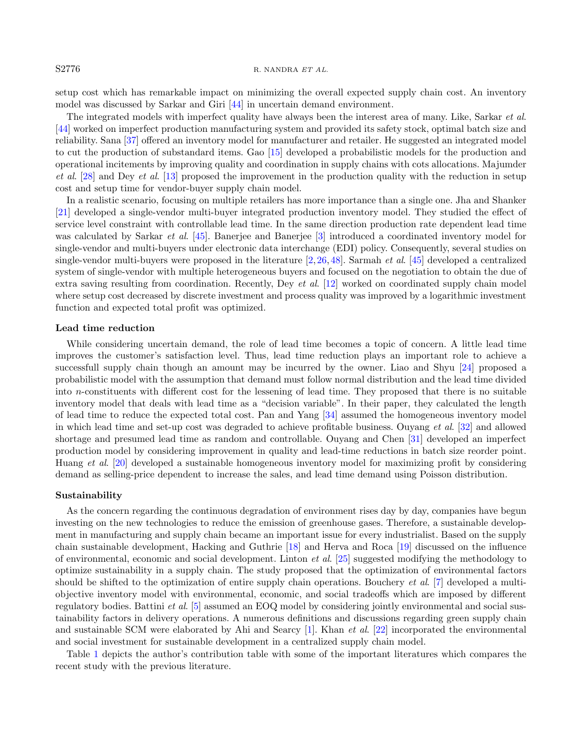setup cost which has remarkable impact on minimizing the overall expected supply chain cost. An inventory model was discussed by Sarkar and Giri [44] in uncertain demand environment.

The integrated models with imperfect quality have always been the interest area of many. Like, Sarkar *et al.* [44] worked on imperfect production manufacturing system and provided its safety stock, optimal batch size and reliability. Sana [37] offered an inventory model for manufacturer and retailer. He suggested an integrated model to cut the production of substandard items. Gao [15] developed a probabilistic models for the production and operational incitements by improving quality and coordination in supply chains with cots allocations. Majumder *et al.* [28] and Dey *et al.* [13] proposed the improvement in the production quality with the reduction in setup cost and setup time for vendor-buyer supply chain model.

In a realistic scenario, focusing on multiple retailers has more importance than a single one. Jha and Shanker [21] developed a single-vendor multi-buyer integrated production inventory model. They studied the effect of service level constraint with controllable lead time. In the same direction production rate dependent lead time was calculated by Sarkar *et al.* [45]. Banerjee and Banerjee [3] introduced a coordinated inventory model for single-vendor and multi-buyers under electronic data interchange (EDI) policy. Consequently, several studies on single-vendor multi-buyers were proposed in the literature [2, 26, 48]. Sarmah *et al.* [45] developed a centralized system of single-vendor with multiple heterogeneous buyers and focused on the negotiation to obtain the due of extra saving resulting from coordination. Recently, Dey *et al.* [12] worked on coordinated supply chain model where setup cost decreased by discrete investment and process quality was improved by a logarithmic investment function and expected total profit was optimized.

**Lead time reduction**

While considering uncertain demand, the role of lead time becomes a topic of concern. A little lead time improves the customer's satisfaction level. Thus, lead time reduction plays an important role to achieve a successfull supply chain though an amount may be incurred by the owner. Liao and Shyu [24] proposed a probabilistic model with the assumption that demand must follow normal distribution and the lead time divided into $n$-constituents with different cost for the lessening of lead time. They proposed that there is no suitable inventory model that deals with lead time as a "decision variable". In their paper, they calculated the length of lead time to reduce the expected total cost. Pan and Yang [34] assumed the homogeneous inventory model in which lead time and set-up cost was degraded to achieve profitable business. Ouyang *et al.* [32] and allowed shortage and presumed lead time as random and controllable. Ouyang and Chen [31] developed an imperfect production model by considering improvement in quality and lead-time reductions in batch size reorder point. Huang *et al.* [20] developed a sustainable homogeneous inventory model for maximizing profit by considering demand as selling-price dependent to increase the sales, and lead time demand using Poisson distribution.

**Sustainability**

As the concern regarding the continuous degradation of environment rises day by day, companies have begun investing on the new technologies to reduce the emission of greenhouse gases. Therefore, a sustainable development in manufacturing and supply chain became an important issue for every industrialist. Based on the supply chain sustainable development, Hacking and Guthrie [18] and Herva and Roca [19] discussed on the influence of environmental, economic and social development. Linton *et al.* [25] suggested modifying the methodology to optimize sustainability in a supply chain. The study proposed that the optimization of environmental factors should be shifted to the optimization of entire supply chain operations. Bouchery *et al.* [7] developed a multi-objective inventory model with environmental, economic, and social tradeoffs which are imposed by different regulatory bodies. Battini *et al.* [5] assumed an EOQ model by considering jointly environmental and social sustainability factors in delivery operations. A numerous definitions and discussions regarding green supply chain and sustainable SCM were elaborated by Ahi and Searcy [1]. Khan *et al.* [22] incorporated the environmental and social investment for sustainable development in a centralized supply chain model.

Table 1 depicts the author's contribution table with some of the important literatures which compares the recent study with the previous literature.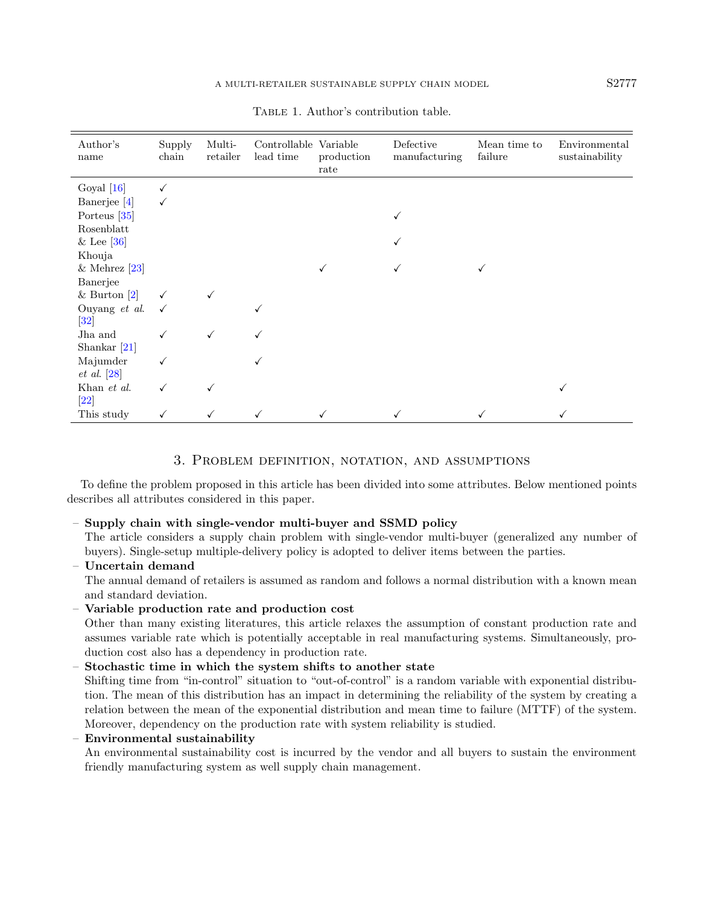Table 1. Author's contribution table.

| Author's name | Supply chain | Multi-retailer | Controllable lead time | Variable production rate | Defective manufacturing | Mean time to failure | Environmental sustainability |
|---|---|---|---|---|---|---|---|
| Goyal [16] | ✓ | | | | | | |
| Banerjee [4] | ✓ | | | | | | |
| Porteus [35] | | | | | ✓ | | |
| Rosenblatt & Lee [36] | | | | | ✓ | | |
| Khouja & Mehrez [23] | | | | ✓ | ✓ | ✓ | |
| Banerjee & Burton [2] | ✓ | ✓ | | | | | |
| Ouyang *et al.* [32] | ✓ | | ✓ | | | | |
| Jha and Shankar [21] | ✓ | ✓ | ✓ | | | | |
| Majumder *et al.* [28] | ✓ | | ✓ | | | | |
| Khan *et al.* [22] | ✓ | ✓ | | | | | ✓ |
| This study | ✓ | ✓ | ✓ | ✓ | ✓ | ✓ | ✓ |

## 3. Problem definition, notation, and assumptions

To define the problem proposed in this article has been divided into some attributes. Below mentioned points describes all attributes considered in this paper.

- **Supply chain with single-vendor multi-buyer and SSMD policy**
  The article considers a supply chain problem with single-vendor multi-buyer (generalized any number of buyers). Single-setup multiple-delivery policy is adopted to deliver items between the parties.
- **Uncertain demand**
  The annual demand of retailers is assumed as random and follows a normal distribution with a known mean and standard deviation.
- **Variable production rate and production cost**
  Other than many existing literatures, this article relaxes the assumption of constant production rate and assumes variable rate which is potentially acceptable in real manufacturing systems. Simultaneously, production cost also has a dependency in production rate.
- **Stochastic time in which the system shifts to another state**
  Shifting time from "in-control" situation to "out-of-control" is a random variable with exponential distribution. The mean of this distribution has an impact in determining the reliability of the system by creating a relation between the mean of the exponential distribution and mean time to failure (MTTF) of the system. Moreover, dependency on the production rate with system reliability is studied.
- **Environmental sustainability**
  An environmental sustainability cost is incurred by the vendor and all buyers to sustain the environment friendly manufacturing system as well supply chain management.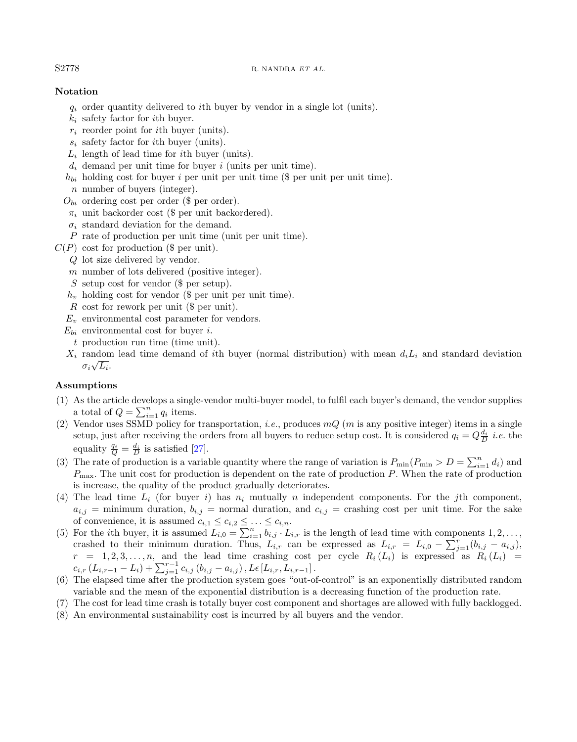## Notation

- $q_i$ order quantity delivered to $i$th buyer by vendor in a single lot (units).
- $k_i$ safety factor for $i$th buyer.
- $r_i$ reorder point for $i$th buyer (units).
- $s_i$ safety factor for $i$th buyer (units).
- $L_i$ length of lead time for $i$th buyer (units).
- $d_i$ demand per unit time for buyer $i$ (units per unit time).
- $h_{bi}$ holding cost for buyer $i$ per unit per unit time (\$ per unit per unit time).
- $n$ number of buyers (integer).
- $O_{bi}$ ordering cost per order (\$ per order).
- $\pi_i$ unit backorder cost (\$ per unit backordered).
- $\sigma_i$ standard deviation for the demand.
- $P$ rate of production per unit time (unit per unit time).
- $C(P)$ cost for production (\$ per unit).
- $Q$ lot size delivered by vendor.
- $m$ number of lots delivered (positive integer).
- $S$ setup cost for vendor (\$ per setup).
- $h_v$ holding cost for vendor (\$ per unit per unit time).
- $R$ cost for rework per unit (\$ per unit).
- $E_v$ environmental cost parameter for vendors.
- $E_{bi}$ environmental cost for buyer $i$.
- $t$ production run time (time unit).
- $X_i$ random lead time demand of $i$th buyer (normal distribution) with mean $d_iL_i$ and standard deviation $\sigma_i\sqrt{L_i}$.

## Assumptions

(1) As the article develops a single-vendor multi-buyer model, to fulfil each buyer's demand, the vendor supplies a total of $Q = \sum_{i=1}^{n} q_i$ items.

(2) Vendor uses SSMD policy for transportation, *i.e.*, produces $mQ$ ($m$ is any positive integer) items in a single setup, just after receiving the orders from all buyers to reduce setup cost. It is considered $q_i = Q\frac{d_i}{D}$ *i.e.* the equality $\frac{q_i}{Q} = \frac{d_i}{D}$ is satisfied [27].

(3) The rate of production is a variable quantity where the range of variation is $P_{\min}(P_{\min} > D = \sum_{i=1}^{n} d_i)$ and $P_{\max}$. The unit cost for production is dependent on the rate of production $P$. When the rate of production is increase, the quality of the product gradually deteriorates.

(4) The lead time $L_i$ (for buyer $i$) has $n_i$ mutually $n$ independent components. For the $j$th component, $a_{i,j}$ = minimum duration, $b_{i,j}$ = normal duration, and $c_{i,j}$ = crashing cost per unit time. For the sake of convenience, it is assumed $c_{i,1} \le c_{i,2} \le \ldots \le c_{i,n}$.

(5) For the $i$th buyer, it is assumed $L_{i,0} = \sum_{i=1}^{n} b_{i,j} \cdot L_{i,r}$ is the length of lead time with components $1, 2, \ldots,$ crashed to their minimum duration. Thus, $L_{i,r}$ can be expressed as $L_{i,r} = L_{i,0} - \sum_{j=1}^{r}(b_{i,j} - a_{i,j})$, $r = 1, 2, 3, \ldots, n$, and the lead time crashing cost per cycle $R_i(L_i)$ is expressed as $R_i(L_i) = c_{i,r}(L_{i,r-1} - L_i) + \sum_{j=1}^{r-1} c_{i,j}(b_{i,j} - a_{i,j}), L\epsilon[L_{i,r}, L_{i,r-1}]$.

(6) The elapsed time after the production system goes "out-of-control" is an exponentially distributed random variable and the mean of the exponential distribution is a decreasing function of the production rate.

(7) The cost for lead time crash is totally buyer cost component and shortages are allowed with fully backlogged.

(8) An environmental sustainability cost is incurred by all buyers and the vendor.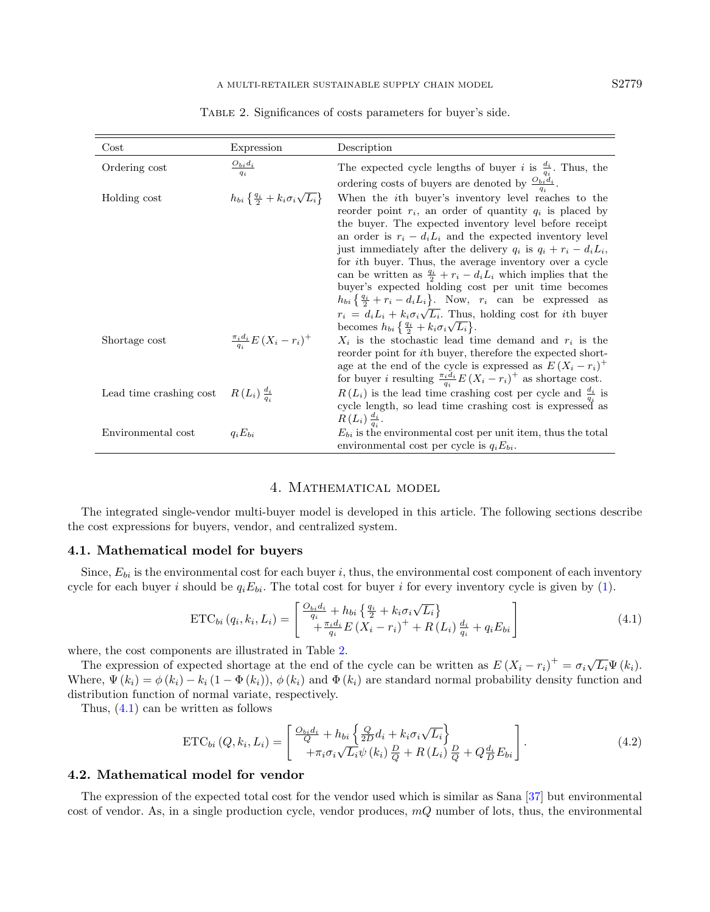Table 2. Significances of costs parameters for buyer's side.

| Cost | Expression | Description |
|---|---|---|
| Ordering cost | $\frac{O_{bi} d_i}{q_i}$ | The expected cycle lengths of buyer $i$ is $\frac{d_i}{q_i}$. Thus, the ordering costs of buyers are denoted by $\frac{O_{bi} d_i}{q_i}$. |
| Holding cost | $h_{bi}\left\{\frac{q_i}{2}+k_i \sigma_i \sqrt{L_i}\right\}$ | When the $i$th buyer's inventory level reaches to the reorder point $r_i$, an order of quantity $q_i$ is placed by the buyer. The expected inventory level before receipt an order is $r_i - d_i L_i$ and the expected inventory level just immediately after the delivery $q_i$ is $q_i + r_i - d_i L_i$, for $i$th buyer. Thus, the average inventory over a cycle can be written as $\frac{q_i}{2} + r_i - d_i L_i$ which implies that the buyer's expected holding cost per unit time becomes $h_{bi}\left\{\frac{q_i}{2} + r_i - d_i L_i\right\}$. Now, $r_i$ can be expressed as $r_i = d_i L_i + k_i \sigma_i \sqrt{L_i}$. Thus, holding cost for $i$th buyer becomes $h_{bi}\left\{\frac{q_i}{2}+k_i \sigma_i \sqrt{L_i}\right\}$. |
| Shortage cost | $\frac{\pi_i d_i}{q_i} E\left(X_i - r_i\right)^+$ | $X_i$ is the stochastic lead time demand and $r_i$ is the reorder point for $i$th buyer, therefore the expected shortage at the end of the cycle is expressed as $E\left(X_i - r_i\right)^+$ for buyer $i$ resulting $\frac{\pi_i d_i}{q_i} E\left(X_i - r_i\right)^+$ as shortage cost. |
| Lead time crashing cost | $R\left(L_i\right) \frac{d_i}{q_i}$ | $R\left(L_i\right)$ is the lead time crashing cost per cycle and $\frac{d_i}{q_i}$ is cycle length, so lead time crashing cost is expressed as $R\left(L_i\right) \frac{d_i}{q_i}$. |
| Environmental cost | $q_i E_{bi}$ | $E_{bi}$ is the environmental cost per unit item, thus the total environmental cost per cycle is $q_i E_{bi}$. |

## 4. Mathematical model

The integrated single-vendor multi-buyer model is developed in this article. The following sections describe the cost expressions for buyers, vendor, and centralized system.

### 4.1. Mathematical model for buyers

Since, $E_{bi}$ is the environmental cost for each buyer $i$, thus, the environmental cost component of each inventory cycle for each buyer $i$ should be $q_i E_{bi}$. The total cost for buyer $i$ for every inventory cycle is given by (1).

$$\mathrm{ETC}_{bi}\left(q_i, k_i, L_i\right) = \left[\begin{array}{l} \frac{O_{bi} d_i}{q_i} + h_{bi}\left\{\frac{q_i}{2} + k_i \sigma_i \sqrt{L_i}\right\} \\ \quad + \frac{\pi_i d_i}{q_i} E\left(X_i - r_i\right)^+ + R\left(L_i\right) \frac{d_i}{q_i} + q_i E_{bi} \end{array}\right] \tag{4.1}$$

where, the cost components are illustrated in Table 2.

The expression of expected shortage at the end of the cycle can be written as $E\left(X_i - r_i\right)^+ = \sigma_i \sqrt{L_i} \Psi\left(k_i\right)$. Where, $\Psi\left(k_i\right) = \phi\left(k_i\right) - k_i\left(1 - \Phi\left(k_i\right)\right)$, $\phi\left(k_i\right)$ and $\Phi\left(k_i\right)$ are standard normal probability density function and distribution function of normal variate, respectively.

Thus, (4.1) can be written as follows

$$\mathrm{ETC}_{bi}\left(Q, k_i, L_i\right) = \left[\begin{array}{l} \frac{O_{bi} d_i}{Q} + h_{bi}\left\{\frac{Q}{2D} d_i + k_i \sigma_i \sqrt{L_i}\right\} \\ \quad + \pi_i \sigma_i \sqrt{L_i} \psi\left(k_i\right) \frac{D}{Q} + R\left(L_i\right) \frac{D}{Q} + Q \frac{d_i}{D} E_{bi} \end{array}\right]. \tag{4.2}$$

### 4.2. Mathematical model for vendor

The expression of the expected total cost for the vendor used which is similar as Sana [37] but environmental cost of vendor. As, in a single production cycle, vendor produces, $mQ$ number of lots, thus, the environmental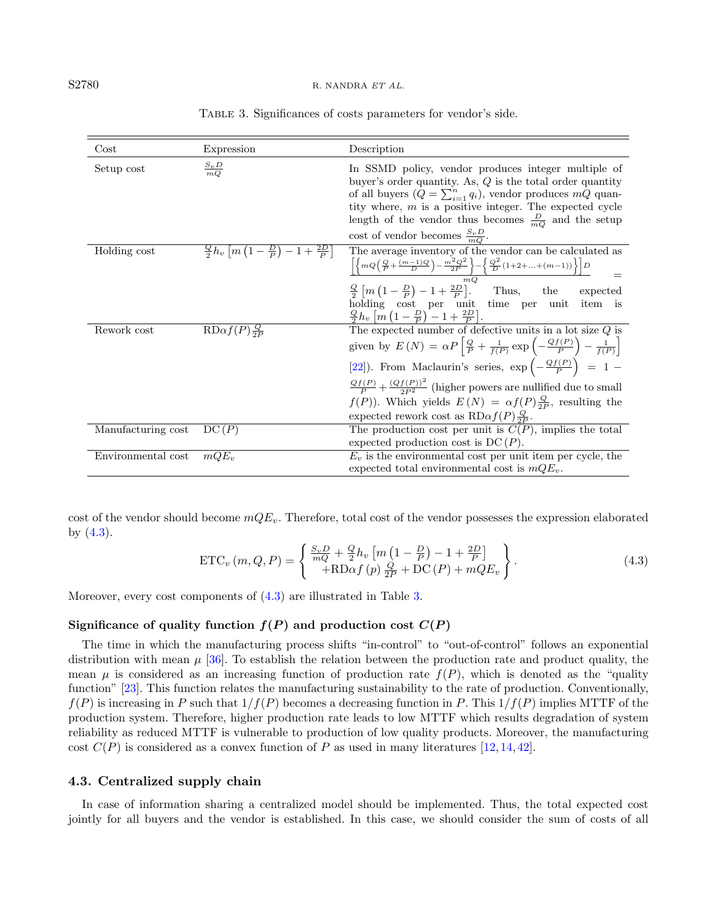Table 3. Significances of costs parameters for vendor's side.

| Cost | Expression | Description |
|---|---|---|
| Setup cost | $\frac{S_v D}{mQ}$ | In SSMD policy, vendor produces integer multiple of buyer's order quantity. As, $Q$ is the total order quantity of all buyers ($Q = \sum_{i=1}^{n} q_i$), vendor produces $mQ$ quantity where, $m$ is a positive integer. The expected cycle length of the vendor thus becomes $\frac{D}{mQ}$ and the setup cost of vendor becomes $\frac{S_v D}{mQ}$. |
| Holding cost | $\frac{Q}{2} h_v \left[m\left(1-\frac{D}{P}\right)-1+\frac{2D}{P}\right]$ | The average inventory of the vendor can be calculated as $\frac{\left[\left\{mQ\left(\frac{Q}{P}+\frac{(m-1)Q}{D}\right)-\frac{m^2Q^2}{2P}\right\}-\left\{\frac{Q^2}{D}(1+2+\ldots+(m-1))\right\}\right]D}{mQ} = \frac{Q}{2}\left[m\left(1-\frac{D}{P}\right)-1+\frac{2D}{P}\right]$. Thus, the expected holding cost per unit time per unit item is $\frac{Q}{2} h_v \left[m\left(1-\frac{D}{P}\right)-1+\frac{2D}{P}\right]$. |
| Rework cost | $\mathrm{RD}\alpha f(P)\frac{Q}{2P}$ | The expected number of defective units in a lot size $Q$ is given by $E(N) = \alpha P\left[\frac{Q}{P}+\frac{1}{f(P)}\exp\left(-\frac{Qf(P)}{P}\right)-\frac{1}{f(P)}\right]$ [22]). From Maclaurin's series, $\exp\left(-\frac{Qf(P)}{P}\right) = 1 - \frac{Qf(P)}{P}+\frac{(Qf(P))^2}{2P^2}$ (higher powers are nullified due to small $f(P)$). Which yields $E(N) = \alpha f(P)\frac{Q}{2P}$, resulting the expected rework cost as $\mathrm{RD}\alpha f(P)\frac{Q}{2P}$. |
| Manufacturing cost | $\mathrm{DC}(P)$ | The production cost per unit is $C(P)$, implies the total expected production cost is $\mathrm{DC}(P)$. |
| Environmental cost | $mQE_v$ | $E_v$ is the environmental cost per unit item per cycle, the expected total environmental cost is $mQE_v$. |

cost of the vendor should become $mQE_v$. Therefore, total cost of the vendor possesses the expression elaborated by (4.3).

$$\mathrm{ETC}_v(m,Q,P) = \left\{ \begin{array}{c} \frac{S_v D}{mQ} + \frac{Q}{2} h_v \left[m\left(1-\frac{D}{P}\right)-1+\frac{2D}{P}\right] \\ +\mathrm{RD}\alpha f(p)\frac{Q}{2P} + \mathrm{DC}(P) + mQE_v \end{array} \right\}. \tag{4.3}$$

Moreover, every cost components of (4.3) are illustrated in Table 3.

**Significance of quality function $f(P)$ and production cost $C(P)$**

The time in which the manufacturing process shifts "in-control" to "out-of-control" follows an exponential distribution with mean $\mu$ [36]. To establish the relation between the production rate and product quality, the mean $\mu$ is considered as an increasing function of production rate $f(P)$, which is denoted as the "quality function" [23]. This function relates the manufacturing sustainability to the rate of production. Conventionally, $f(P)$ is increasing in $P$ such that $1/f(P)$ becomes a decreasing function in $P$. This $1/f(P)$ implies MTTF of the production system. Therefore, higher production rate leads to low MTTF which results degradation of system reliability as reduced MTTF is vulnerable to production of low quality products. Moreover, the manufacturing cost $C(P)$ is considered as a convex function of $P$ as used in many literatures [12,14,42].

### 4.3. Centralized supply chain

In case of information sharing a centralized model should be implemented. Thus, the total expected cost jointly for all buyers and the vendor is established. In this case, we should consider the sum of costs of all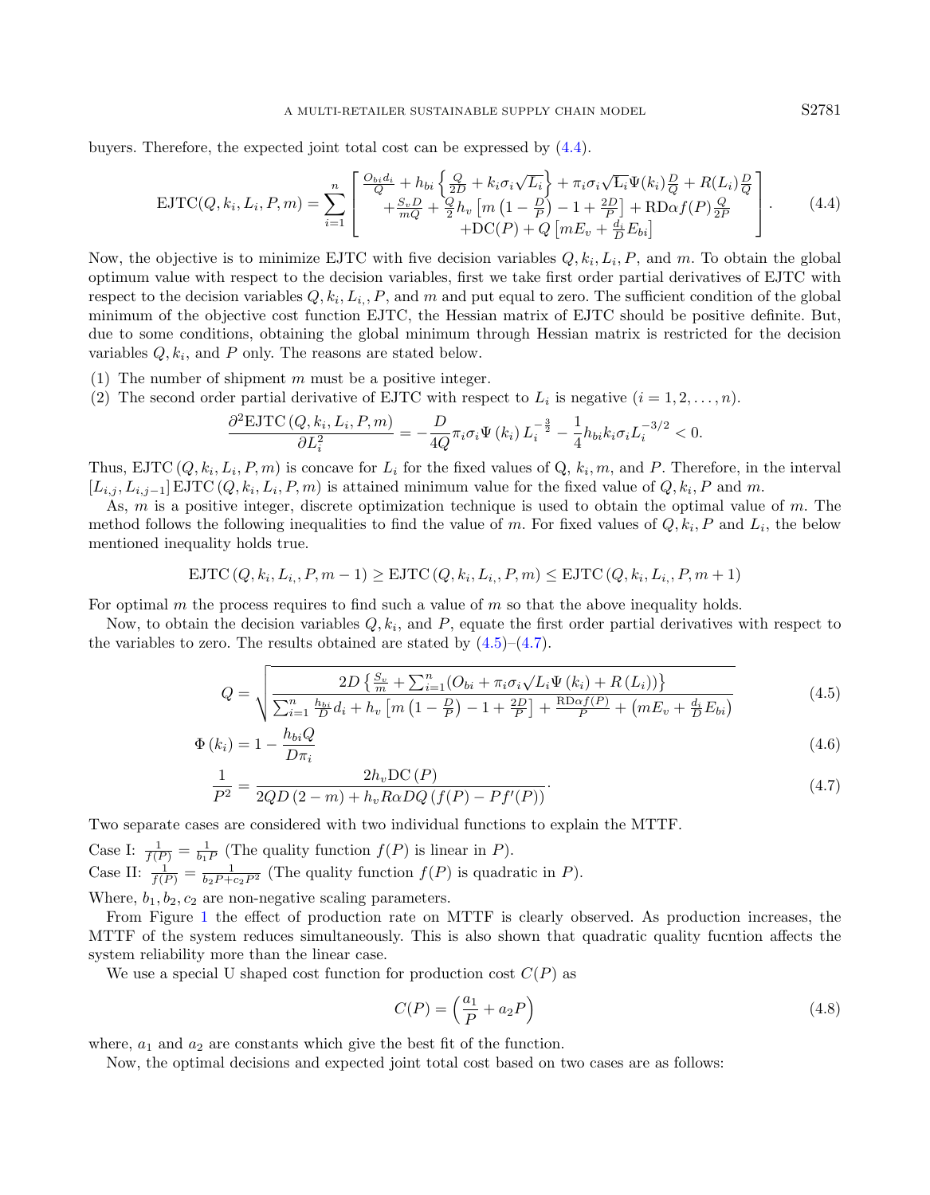buyers. Therefore, the expected joint total cost can be expressed by (4.4).

$$\mathrm{EJTC}(Q,k_i,L_i,P,m)=\sum_{i=1}^{n}\left[\begin{array}{c}\frac{O_{bi}d_i}{Q}+h_{bi}\left\{\frac{Q}{2D}+k_i\sigma_i\sqrt{L_i}\right\}+\pi_i\sigma_i\sqrt{\mathrm{L}_i}\Psi(k_i)\frac{D}{Q}+R(L_i)\frac{D}{Q}\\+\frac{S_vD}{mQ}+\frac{Q}{2}h_v\left[m\left(1-\frac{D}{P}\right)-1+\frac{2D}{P}\right]+\mathrm{RD}\alpha f(P)\frac{Q}{2P}\\+\mathrm{DC}(P)+Q\left[mE_v+\frac{d_i}{D}E_{bi}\right]\end{array}\right]. \tag{4.4}$$

Now, the objective is to minimize EJTC with five decision variables $Q, k_i, L_i, P$, and $m$. To obtain the global optimum value with respect to the decision variables, first we take first order partial derivatives of EJTC with respect to the decision variables $Q, k_i, L_{i,}, P$, and $m$ and put equal to zero. The sufficient condition of the global minimum of the objective cost function EJTC, the Hessian matrix of EJTC should be positive definite. But, due to some conditions, obtaining the global minimum through Hessian matrix is restricted for the decision variables $Q, k_i$, and $P$ only. The reasons are stated below.

(1) The number of shipment $m$ must be a positive integer.
(2) The second order partial derivative of EJTC with respect to $L_i$ is negative $(i = 1, 2, \ldots, n)$.

$$\frac{\partial^2\mathrm{EJTC}\left(Q,k_i,L_i,P,m\right)}{\partial L_i^2}=-\frac{D}{4Q}\pi_i\sigma_i\Psi\left(k_i\right)L_i^{-\frac{3}{2}}-\frac{1}{4}h_{bi}k_i\sigma_iL_i^{-3/2}<0.$$

Thus, $\mathrm{EJTC}\left(Q,k_i,L_i,P,m\right)$ is concave for $L_i$ for the fixed values of Q, $k_i, m$, and $P$. Therefore, in the interval $[L_{i,j},L_{i,j-1}]\,\mathrm{EJTC}\left(Q,k_i,L_i,P,m\right)$ is attained minimum value for the fixed value of $Q, k_i, P$ and $m$.

As, $m$ is a positive integer, discrete optimization technique is used to obtain the optimal value of $m$. The method follows the following inequalities to find the value of $m$. For fixed values of $Q, k_i, P$ and $L_i$, the below mentioned inequality holds true.

$$\mathrm{EJTC}\left(Q,k_i,L_{i,},P,m-1\right)\geq\mathrm{EJTC}\left(Q,k_i,L_{i,},P,m\right)\leq\mathrm{EJTC}\left(Q,k_i,L_{i,},P,m+1\right)$$

For optimal $m$ the process requires to find such a value of $m$ so that the above inequality holds.

Now, to obtain the decision variables $Q, k_i$, and $P$, equate the first order partial derivatives with respect to the variables to zero. The results obtained are stated by (4.5)–(4.7).

$$Q=\sqrt{\frac{2D\left\{\frac{S_v}{m}+\sum_{i=1}^{n}(O_{bi}+\pi_i\sigma_i\sqrt{L_i}\Psi\left(k_i\right)+R\left(L_i\right))\right\}}{\sum_{i=1}^{n}\frac{h_{bi}}{D}d_i+h_v\left[m\left(1-\frac{D}{P}\right)-1+\frac{2D}{P}\right]+\frac{\mathrm{RD}\alpha f(P)}{P}+\left(mE_v+\frac{d_i}{D}E_{bi}\right)}} \tag{4.5}$$

$$\Phi\left(k_i\right)=1-\frac{h_{bi}Q}{D\pi_i} \tag{4.6}$$

$$\frac{1}{P^2}=\frac{2h_v\mathrm{DC}\left(P\right)}{2QD\left(2-m\right)+h_vR\alpha DQ\left(f(P)-Pf'(P)\right)}. \tag{4.7}$$

Two separate cases are considered with two individual functions to explain the MTTF.

Case I: $\frac{1}{f(P)}=\frac{1}{b_1P}$ (The quality function $f(P)$ is linear in $P$).
Case II: $\frac{1}{f(P)}=\frac{1}{b_2P+c_2P^2}$ (The quality function $f(P)$ is quadratic in $P$).
Where, $b_1, b_2, c_2$ are non-negative scaling parameters.

From Figure 1 the effect of production rate on MTTF is clearly observed. As production increases, the MTTF of the system reduces simultaneously. This is also shown that quadratic quality fucntion affects the system reliability more than the linear case.

We use a special U shaped cost function for production cost $C(P)$ as

$$C(P)=\left(\frac{a_1}{P}+a_2P\right) \tag{4.8}$$

where, $a_1$ and $a_2$ are constants which give the best fit of the function.

Now, the optimal decisions and expected joint total cost based on two cases are as follows: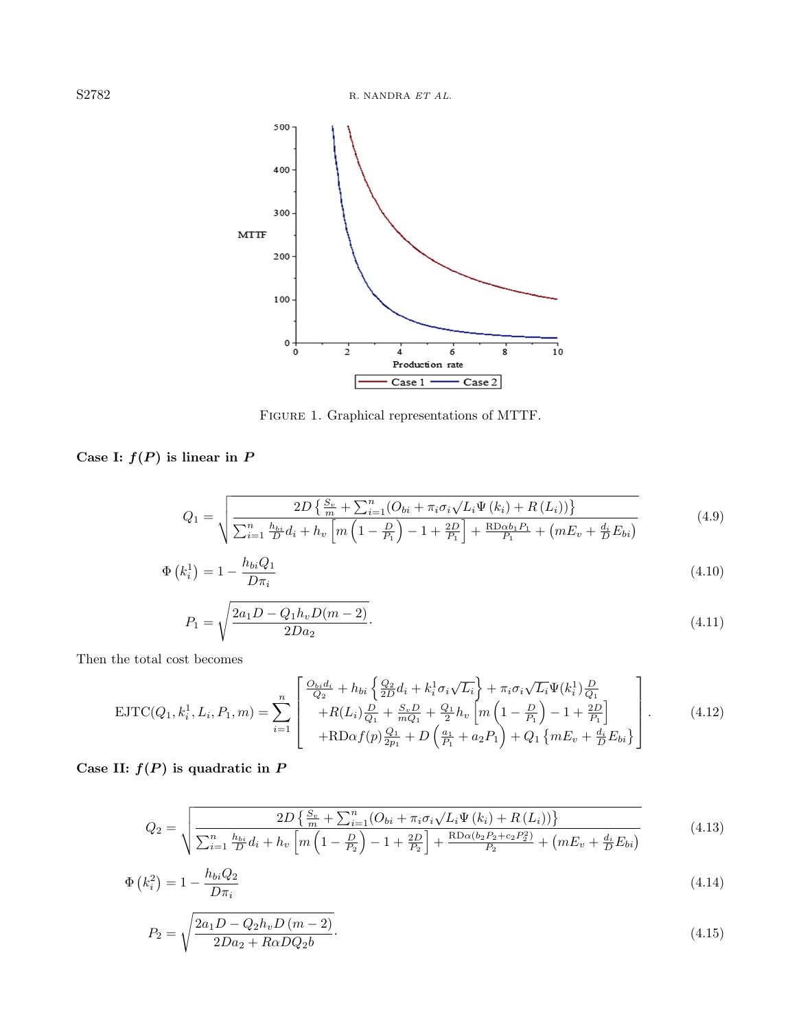FIGURE 1. Graphical representations of MTTF.

**Case I: $f(P)$ is linear in $P$**

$$Q_1 = \sqrt{\frac{2D\left\{\frac{S_v}{m} + \sum_{i=1}^{n}(O_{bi} + \pi_i\sigma_i\sqrt{L_i}\Psi(k_i) + R(L_i))\right\}}{\sum_{i=1}^{n}\frac{h_{bi}}{D}d_i + h_v\left[m\left(1-\frac{D}{P_1}\right) - 1 + \frac{2D}{P_1}\right] + \frac{\text{RD}\alpha b_1 P_1}{P_1} + \left(mE_v + \frac{d_i}{D}E_{bi}\right)}} \tag{4.9}$$

$$\Phi\left(k_i^1\right) = 1 - \frac{h_{bi}Q_1}{D\pi_i} \tag{4.10}$$

$$P_1 = \sqrt{\frac{2a_1 D - Q_1 h_v D(m-2)}{2Da_2}}. \tag{4.11}$$

Then the total cost becomes

$$\text{EJTC}(Q_1, k_i^1, L_i, P_1, m) = \sum_{i=1}^{n}\left[\begin{array}{l} \frac{O_{bi}d_i}{Q_2} + h_{bi}\left\{\frac{Q_2}{2D}d_i + k_i^1\sigma_i\sqrt{L_i}\right\} + \pi_i\sigma_i\sqrt{L_i}\Psi(k_i^1)\frac{D}{Q_1} \\ +R(L_i)\frac{D}{Q_1} + \frac{S_v D}{mQ_1} + \frac{Q_1}{2}h_v\left[m\left(1-\frac{D}{P_1}\right) - 1 + \frac{2D}{P_1}\right] \\ +\text{RD}\alpha f(p)\frac{Q_1}{2p_1} + D\left(\frac{a_1}{P_1} + a_2 P_1\right) + Q_1\left\{mE_v + \frac{d_i}{D}E_{bi}\right\} \end{array}\right]. \tag{4.12}$$

**Case II: $f(P)$ is quadratic in $P$**

$$Q_2 = \sqrt{\frac{2D\left\{\frac{S_v}{m} + \sum_{i=1}^{n}(O_{bi} + \pi_i\sigma_i\sqrt{L_i}\Psi(k_i) + R(L_i))\right\}}{\sum_{i=1}^{n}\frac{h_{bi}}{D}d_i + h_v\left[m\left(1-\frac{D}{P_2}\right) - 1 + \frac{2D}{P_2}\right] + \frac{\text{RD}\alpha(b_2 P_2 + c_2 P_2^2)}{P_2} + \left(mE_v + \frac{d_i}{D}E_{bi}\right)}} \tag{4.13}$$

$$\Phi\left(k_i^2\right) = 1 - \frac{h_{bi}Q_2}{D\pi_i} \tag{4.14}$$

$$P_2 = \sqrt{\frac{2a_1 D - Q_2 h_v D(m-2)}{2Da_2 + R\alpha D Q_2 b}}. \tag{4.15}$$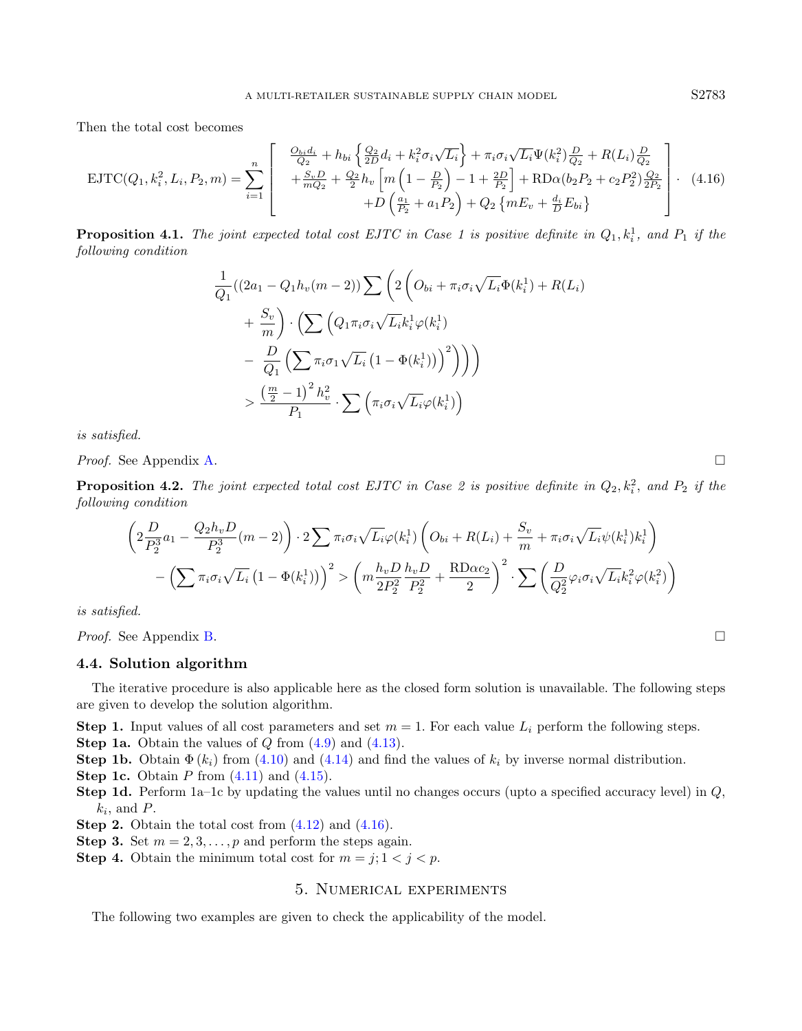Then the total cost becomes

$$\text{EJTC}(Q_1, k_i^2, L_i, P_2, m) = \sum_{i=1}^{n} \left[ \begin{array}{c} \frac{O_{bi} d_i}{Q_2} + h_{bi} \left\{ \frac{Q_2}{2D} d_i + k_i^2 \sigma_i \sqrt{L_i} \right\} + \pi_i \sigma_i \sqrt{L_i} \Psi(k_i^2) \frac{D}{Q_2} + R(L_i) \frac{D}{Q_2} \\ + \frac{S_v D}{m Q_2} + \frac{Q_2}{2} h_v \left[ m \left( 1 - \frac{D}{P_2} \right) - 1 + \frac{2D}{P_2} \right] + \text{RD}\alpha (b_2 P_2 + c_2 P_2^2) \frac{Q_2}{2P_2} \\ + D \left( \frac{a_1}{P_2} + a_1 P_2 \right) + Q_2 \left\{ m E_v + \frac{d_i}{D} E_{bi} \right\} \end{array} \right] \cdot \quad (4.16)$$

**Proposition 4.1.** *The joint expected total cost EJTC in Case 1 is positive definite in $Q_1, k_i^1$, and $P_1$ if the following condition*

$$\begin{aligned} &\frac{1}{Q_1}((2a_1 - Q_1 h_v(m-2)) \sum \Bigg( 2 \Bigg( O_{bi} + \pi_i \sigma_i \sqrt{L_i} \Phi(k_i^1) + R(L_i) \\ &\quad + \frac{S_v}{m} \Bigg) \cdot \Bigg( \sum \Big( Q_1 \pi_i \sigma_i \sqrt{L_i} k_i^1 \varphi(k_i^1) \Big) \\ &\quad - \frac{D}{Q_1} \Big( \sum \pi_i \sigma_1 \sqrt{L_i} \left( 1 - \Phi(k_i^1) \right) \Big)^2 \Bigg) \Bigg) \Bigg) \\ &\quad > \frac{\left( \frac{m}{2} - 1 \right)^2 h_v^2}{P_1} \cdot \sum \Big( \pi_i \sigma_i \sqrt{L_i} \varphi(k_i^1) \Big) \end{aligned}$$

*is satisfied.*

*Proof.* See Appendix A. □

**Proposition 4.2.** *The joint expected total cost EJTC in Case 2 is positive definite in $Q_2, k_i^2$, and $P_2$ if the following condition*

$$\begin{aligned} &\left( 2 \frac{D}{P_2^3} a_1 - \frac{Q_2 h_v D}{P_2^3} (m-2) \right) \cdot 2 \sum \pi_i \sigma_i \sqrt{L_i} \varphi(k_i^1) \left( O_{bi} + R(L_i) + \frac{S_v}{m} + \pi_i \sigma_i \sqrt{L_i} \psi(k_i^1) k_i^1 \right) \\ &\quad - \left( \sum \pi_i \sigma_i \sqrt{L_i} \left( 1 - \Phi(k_i^1) \right) \right)^2 > \left( m \frac{h_v D}{2 P_2^2} \frac{h_v D}{P_2^2} + \frac{\text{RD}\alpha c_2}{2} \right)^2 \cdot \sum \left( \frac{D}{Q_2^2} \varphi_i \sigma_i \sqrt{L_i} k_i^2 \varphi(k_i^2) \right) \end{aligned}$$

*is satisfied.*

*Proof.* See Appendix B. □

### 4.4. Solution algorithm

The iterative procedure is also applicable here as the closed form solution is unavailable. The following steps are given to develop the solution algorithm.

**Step 1.** Input values of all cost parameters and set $m = 1$. For each value $L_i$ perform the following steps.
**Step 1a.** Obtain the values of $Q$ from (4.9) and (4.13).
**Step 1b.** Obtain $\Phi(k_i)$ from (4.10) and (4.14) and find the values of $k_i$ by inverse normal distribution.
**Step 1c.** Obtain $P$ from (4.11) and (4.15).
**Step 1d.** Perform 1a–1c by updating the values until no changes occurs (upto a specified accuracy level) in $Q$, $k_i$, and $P$.
**Step 2.** Obtain the total cost from (4.12) and (4.16).
**Step 3.** Set $m = 2, 3, \ldots, p$ and perform the steps again.
**Step 4.** Obtain the minimum total cost for $m = j; 1 < j < p$.

## 5. Numerical experiments

The following two examples are given to check the applicability of the model.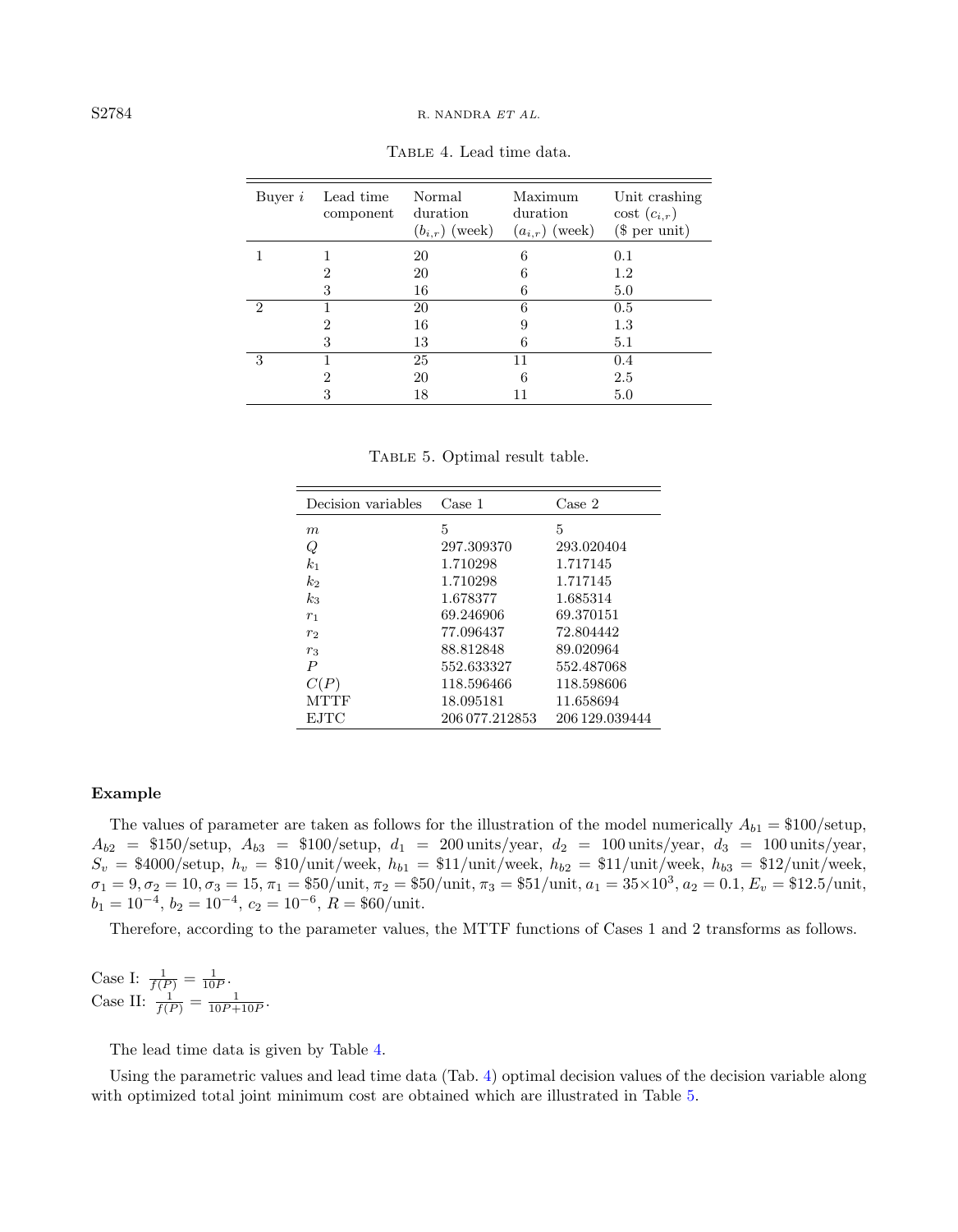Table 4. Lead time data.

| Buyer $i$ | Lead time component | Normal duration ($b_{i,r}$) (week) | Maximum duration ($a_{i,r}$) (week) | Unit crashing cost ($c_{i,r}$) ($ per unit) |
|---|---|---|---|---|
| 1 | 1 | 20 | 6 | 0.1 |
| | 2 | 20 | 6 | 1.2 |
| | 3 | 16 | 6 | 5.0 |
| 2 | 1 | 20 | 6 | 0.5 |
| | 2 | 16 | 9 | 1.3 |
| | 3 | 13 | 6 | 5.1 |
| 3 | 1 | 25 | 11 | 0.4 |
| | 2 | 20 | 6 | 2.5 |
| | 3 | 18 | 11 | 5.0 |

Table 5. Optimal result table.

| Decision variables | Case 1 | Case 2 |
|---|---|---|
| $m$ | 5 | 5 |
| $Q$ | 297.309370 | 293.020404 |
| $k_1$ | 1.710298 | 1.717145 |
| $k_2$ | 1.710298 | 1.717145 |
| $k_3$ | 1.678377 | 1.685314 |
| $r_1$ | 69.246906 | 69.370151 |
| $r_2$ | 77.096437 | 72.804442 |
| $r_3$ | 88.812848 | 89.020964 |
| $P$ | 552.633327 | 552.487068 |
| $C(P)$ | 118.596466 | 118.598606 |
| MTTF | 18.095181 | 11.658694 |
| EJTC | 206 077.212853 | 206 129.039444 |

**Example**

The values of parameter are taken as follows for the illustration of the model numerically $A_{b1}$ = \$100/setup, $A_{b2}$ = \$150/setup, $A_{b3}$ = \$100/setup, $d_1$ = 200 units/year, $d_2$ = 100 units/year, $d_3$ = 100 units/year, $S_v$ = \$4000/setup, $h_v$ = \$10/unit/week, $h_{b1}$ = \$11/unit/week, $h_{b2}$ = \$11/unit/week, $h_{b3}$ = \$12/unit/week, $\sigma_1 = 9, \sigma_2 = 10, \sigma_3 = 15, \pi_1$ = \$50/unit, $\pi_2$ = \$50/unit, $\pi_3$ = \$51/unit, $a_1 = 35\times10^3$, $a_2 = 0.1$, $E_v$ = \$12.5/unit, $b_1 = 10^{-4}$, $b_2 = 10^{-4}$, $c_2 = 10^{-6}$, $R$ = \$60/unit.

Therefore, according to the parameter values, the MTTF functions of Cases 1 and 2 transforms as follows.

Case I: $\frac{1}{f(P)} = \frac{1}{10P}$.
Case II: $\frac{1}{f(P)} = \frac{1}{10P+10P}$.

The lead time data is given by Table 4.

Using the parametric values and lead time data (Tab. 4) optimal decision values of the decision variable along with optimized total joint minimum cost are obtained which are illustrated in Table 5.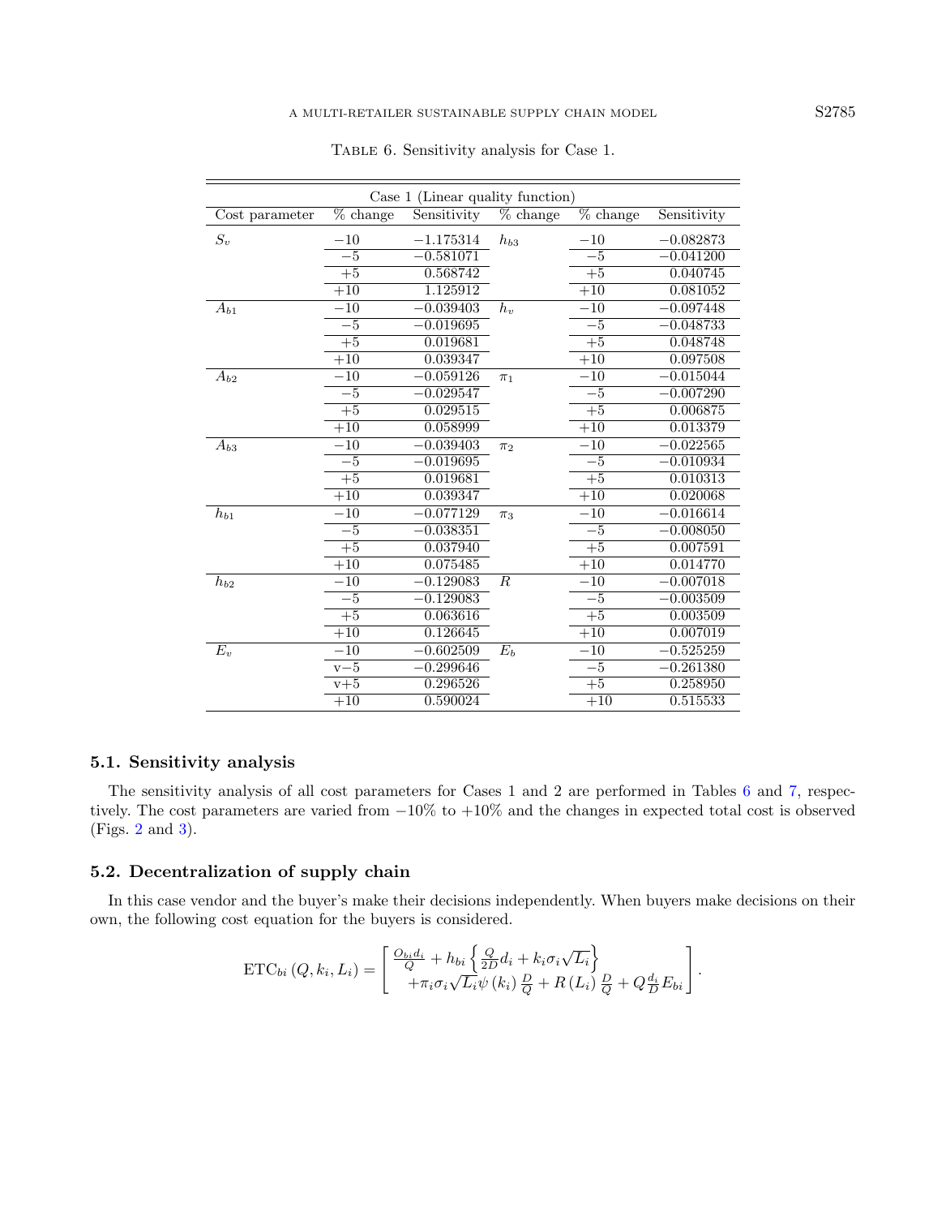Table 6. Sensitivity analysis for Case 1.

| Case 1 (Linear quality function) | | | | | |
|---|---|---|---|---|---|
| Cost parameter | % change | Sensitivity | % change | % change | Sensitivity |
| $S_v$ | −10 | −1.175314 | $h_{b3}$ | −10 | −0.082873 |
| | −5 | −0.581071 | | −5 | −0.041200 |
| | +5 | 0.568742 | | +5 | 0.040745 |
| | +10 | 1.125912 | | +10 | 0.081052 |
| $A_{b1}$ | −10 | −0.039403 | $h_v$ | −10 | −0.097448 |
| | −5 | −0.019695 | | −5 | −0.048733 |
| | +5 | 0.019681 | | +5 | 0.048748 |
| | +10 | 0.039347 | | +10 | 0.097508 |
| $A_{b2}$ | −10 | −0.059126 | $\pi_1$ | −10 | −0.015044 |
| | −5 | −0.029547 | | −5 | −0.007290 |
| | +5 | 0.029515 | | +5 | 0.006875 |
| | +10 | 0.058999 | | +10 | 0.013379 |
| $A_{b3}$ | −10 | −0.039403 | $\pi_2$ | −10 | −0.022565 |
| | −5 | −0.019695 | | −5 | −0.010934 |
| | +5 | 0.019681 | | +5 | 0.010313 |
| | +10 | 0.039347 | | +10 | 0.020068 |
| $h_{b1}$ | −10 | −0.077129 | $\pi_3$ | −10 | −0.016614 |
| | −5 | −0.038351 | | −5 | −0.008050 |
| | +5 | 0.037940 | | +5 | 0.007591 |
| | +10 | 0.075485 | | +10 | 0.014770 |
| $h_{b2}$ | −10 | −0.129083 | $R$ | −10 | −0.007018 |
| | −5 | −0.129083 | | −5 | −0.003509 |
| | +5 | 0.063616 | | +5 | 0.003509 |
| | +10 | 0.126645 | | +10 | 0.007019 |
| $E_v$ | −10 | −0.602509 | $E_b$ | −10 | −0.525259 |
| | v−5 | −0.299646 | | −5 | −0.261380 |
| | v+5 | 0.296526 | | +5 | 0.258950 |
| | +10 | 0.590024 | | +10 | 0.515533 |

### 5.1. Sensitivity analysis

The sensitivity analysis of all cost parameters for Cases 1 and 2 are performed in Tables 6 and 7, respectively. The cost parameters are varied from −10% to +10% and the changes in expected total cost is observed (Figs. 2 and 3).

### 5.2. Decentralization of supply chain

In this case vendor and the buyer's make their decisions independently. When buyers make decisions on their own, the following cost equation for the buyers is considered.

$$\mathrm{ETC}_{bi}\left(Q,k_i,L_i\right)=\left[\begin{array}{c}\frac{O_{b_i}d_i}{Q}+h_{bi}\left\{\frac{Q}{2D}d_i+k_i\sigma_i\sqrt{L_i}\right\}\\ +\pi_i\sigma_i\sqrt{L_i}\psi\left(k_i\right)\frac{D}{Q}+R\left(L_i\right)\frac{D}{Q}+Q\frac{d_i}{D}E_{bi}\end{array}\right].$$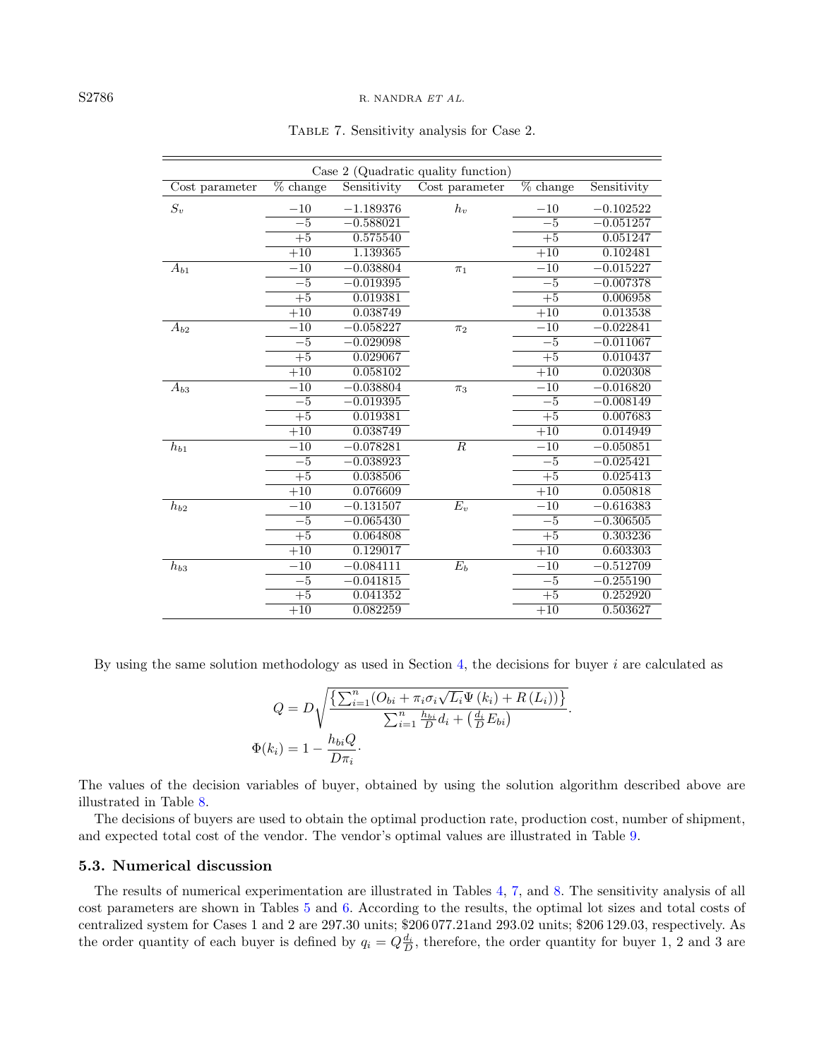Table 7. Sensitivity analysis for Case 2.

| Case 2 (Quadratic quality function) | | | | | |
|---|---|---|---|---|---|
| Cost parameter | % change | Sensitivity | Cost parameter | % change | Sensitivity |
| $S_v$ | −10 | −1.189376 | $h_v$ | −10 | −0.102522 |
| | −5 | −0.588021 | | −5 | −0.051257 |
| | +5 | 0.575540 | | +5 | 0.051247 |
| | +10 | 1.139365 | | +10 | 0.102481 |
| $A_{b1}$ | −10 | −0.038804 | $\pi_1$ | −10 | −0.015227 |
| | −5 | −0.019395 | | −5 | −0.007378 |
| | +5 | 0.019381 | | +5 | 0.006958 |
| | +10 | 0.038749 | | +10 | 0.013538 |
| $A_{b2}$ | −10 | −0.058227 | $\pi_2$ | −10 | −0.022841 |
| | −5 | −0.029098 | | −5 | −0.011067 |
| | +5 | 0.029067 | | +5 | 0.010437 |
| | +10 | 0.058102 | | +10 | 0.020308 |
| $A_{b3}$ | −10 | −0.038804 | $\pi_3$ | −10 | −0.016820 |
| | −5 | −0.019395 | | −5 | −0.008149 |
| | +5 | 0.019381 | | +5 | 0.007683 |
| | +10 | 0.038749 | | +10 | 0.014949 |
| $h_{b1}$ | −10 | −0.078281 | $R$ | −10 | −0.050851 |
| | −5 | −0.038923 | | −5 | −0.025421 |
| | +5 | 0.038506 | | +5 | 0.025413 |
| | +10 | 0.076609 | | +10 | 0.050818 |
| $h_{b2}$ | −10 | −0.131507 | $E_v$ | −10 | −0.616383 |
| | −5 | −0.065430 | | −5 | −0.306505 |
| | +5 | 0.064808 | | +5 | 0.303236 |
| | +10 | 0.129017 | | +10 | 0.603303 |
| $h_{b3}$ | −10 | −0.084111 | $E_b$ | −10 | −0.512709 |
| | −5 | −0.041815 | | −5 | −0.255190 |
| | +5 | 0.041352 | | +5 | 0.252920 |
| | +10 | 0.082259 | | +10 | 0.503627 |

By using the same solution methodology as used in Section 4, the decisions for buyer $i$ are calculated as

$$Q = D\sqrt{\frac{\left\{\sum_{i=1}^{n}(O_{bi} + \pi_i\sigma_i\sqrt{L_i}\Psi\left(k_i\right) + R\left(L_i\right))\right\}}{\sum_{i=1}^{n}\frac{h_{bi}}{D}d_i + \left(\frac{d_i}{D}E_{bi}\right)}}.$$

$$\Phi(k_i) = 1 - \frac{h_{bi}Q}{D\pi_i}\cdot$$

The values of the decision variables of buyer, obtained by using the solution algorithm described above are illustrated in Table 8.

The decisions of buyers are used to obtain the optimal production rate, production cost, number of shipment, and expected total cost of the vendor. The vendor's optimal values are illustrated in Table 9.

### 5.3. Numerical discussion

The results of numerical experimentation are illustrated in Tables 4, 7, and 8. The sensitivity analysis of all cost parameters are shown in Tables 5 and 6. According to the results, the optimal lot sizes and total costs of centralized system for Cases 1 and 2 are 297.30 units; \$206 077.21and 293.02 units; \$206 129.03, respectively. As the order quantity of each buyer is defined by $q_i = Q\frac{d_i}{D}$, therefore, the order quantity for buyer 1, 2 and 3 are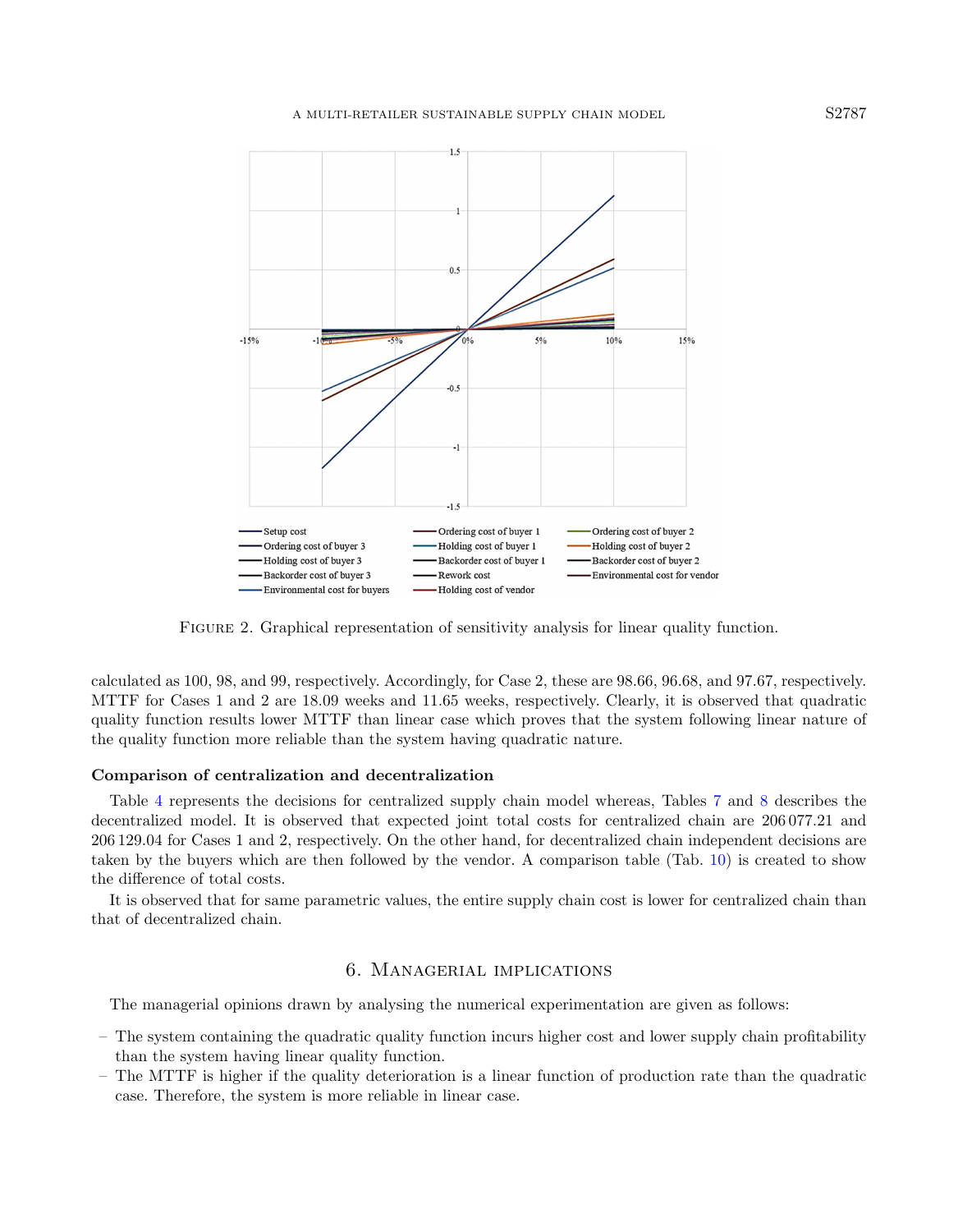FIGURE 2. Graphical representation of sensitivity analysis for linear quality function.

calculated as 100, 98, and 99, respectively. Accordingly, for Case 2, these are 98.66, 96.68, and 97.67, respectively. MTTF for Cases 1 and 2 are 18.09 weeks and 11.65 weeks, respectively. Clearly, it is observed that quadratic quality function results lower MTTF than linear case which proves that the system following linear nature of the quality function more reliable than the system having quadratic nature.

**Comparison of centralization and decentralization**

Table 4 represents the decisions for centralized supply chain model whereas, Tables 7 and 8 describes the decentralized model. It is observed that expected joint total costs for centralized chain are 206 077.21 and 206 129.04 for Cases 1 and 2, respectively. On the other hand, for decentralized chain independent decisions are taken by the buyers which are then followed by the vendor. A comparison table (Tab. 10) is created to show the difference of total costs.

It is observed that for same parametric values, the entire supply chain cost is lower for centralized chain than that of decentralized chain.

## 6. Managerial implications

The managerial opinions drawn by analysing the numerical experimentation are given as follows:

- The system containing the quadratic quality function incurs higher cost and lower supply chain profitability than the system having linear quality function.
- The MTTF is higher if the quality deterioration is a linear function of production rate than the quadratic case. Therefore, the system is more reliable in linear case.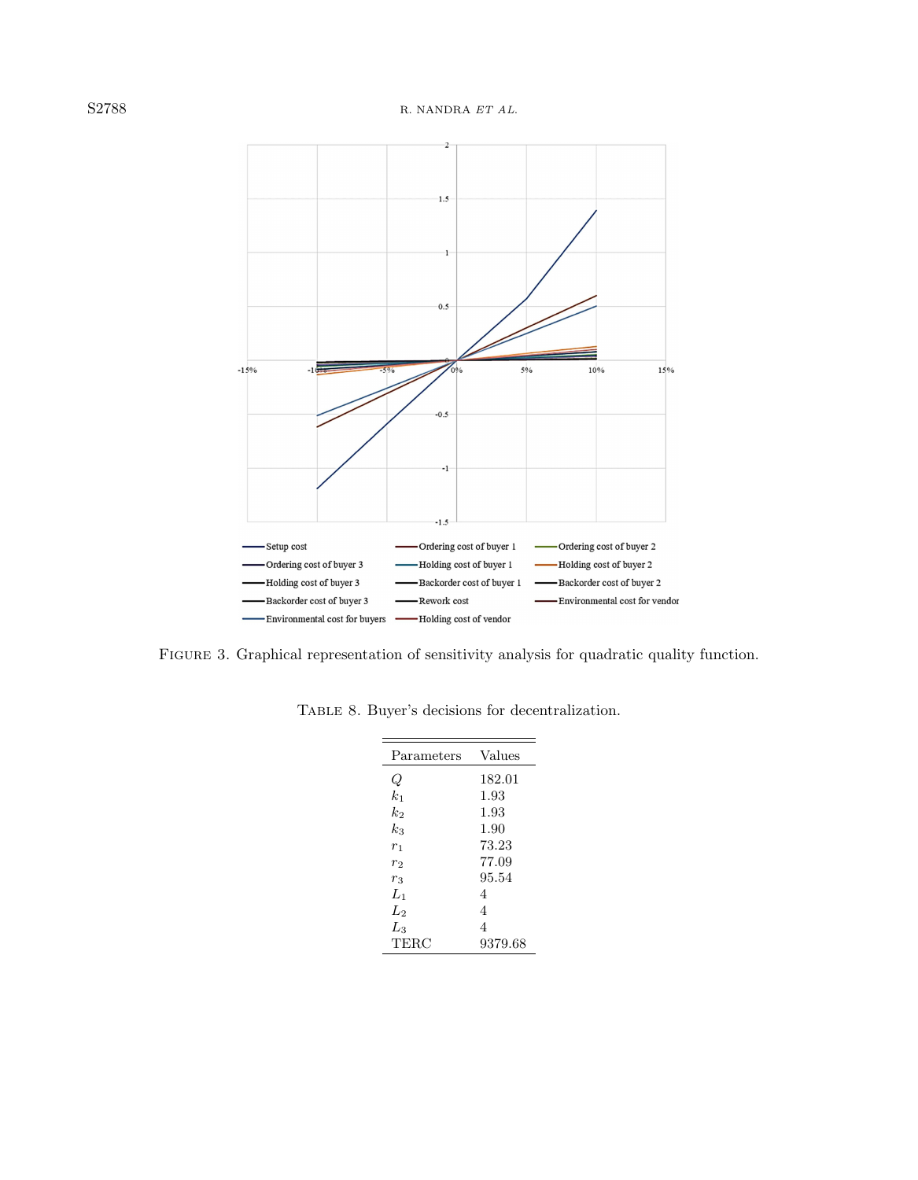Figure 3. Graphical representation of sensitivity analysis for quadratic quality function.

Table 8. Buyer's decisions for decentralization.

| Parameters | Values |
|---|---|
| $Q$ | 182.01 |
| $k_1$ | 1.93 |
| $k_2$ | 1.93 |
| $k_3$ | 1.90 |
| $r_1$ | 73.23 |
| $r_2$ | 77.09 |
| $r_3$ | 95.54 |
| $L_1$ | 4 |
| $L_2$ | 4 |
| $L_3$ | 4 |
| TERC | 9379.68 |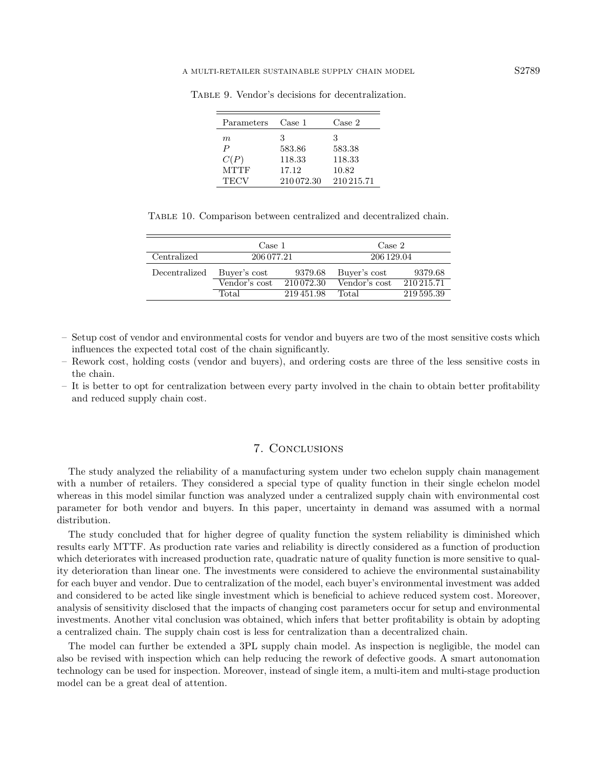Table 9. Vendor's decisions for decentralization.

| Parameters | Case 1 | Case 2 |
|---|---|---|
| $m$ | 3 | 3 |
| $P$ | 583.86 | 583.38 |
| $C(P)$ | 118.33 | 118.33 |
| MTTF | 17.12 | 10.82 |
| TECV | 210 072.30 | 210 215.71 |

Table 10. Comparison between centralized and decentralized chain.

| | Case 1 | | Case 2 | |
|---|---|---|---|---|
| Centralized | 206 077.21 | | 206 129.04 | |
| Decentralized | Buyer's cost | 9379.68 | Buyer's cost | 9379.68 |
| | Vendor's cost | 210 072.30 | Vendor's cost | 210 215.71 |
| | Total | 219 451.98 | Total | 219 595.39 |

- Setup cost of vendor and environmental costs for vendor and buyers are two of the most sensitive costs which influences the expected total cost of the chain significantly.
- Rework cost, holding costs (vendor and buyers), and ordering costs are three of the less sensitive costs in the chain.
- It is better to opt for centralization between every party involved in the chain to obtain better profitability and reduced supply chain cost.

## 7. Conclusions

The study analyzed the reliability of a manufacturing system under two echelon supply chain management with a number of retailers. They considered a special type of quality function in their single echelon model whereas in this model similar function was analyzed under a centralized supply chain with environmental cost parameter for both vendor and buyers. In this paper, uncertainty in demand was assumed with a normal distribution.

The study concluded that for higher degree of quality function the system reliability is diminished which results early MTTF. As production rate varies and reliability is directly considered as a function of production which deteriorates with increased production rate, quadratic nature of quality function is more sensitive to quality deterioration than linear one. The investments were considered to achieve the environmental sustainability for each buyer and vendor. Due to centralization of the model, each buyer's environmental investment was added and considered to be acted like single investment which is beneficial to achieve reduced system cost. Moreover, analysis of sensitivity disclosed that the impacts of changing cost parameters occur for setup and environmental investments. Another vital conclusion was obtained, which infers that better profitability is obtain by adopting a centralized chain. The supply chain cost is less for centralization than a decentralized chain.

The model can further be extended a 3PL supply chain model. As inspection is negligible, the model can also be revised with inspection which can help reducing the rework of defective goods. A smart autonomation technology can be used for inspection. Moreover, instead of single item, a multi-item and multi-stage production model can be a great deal of attention.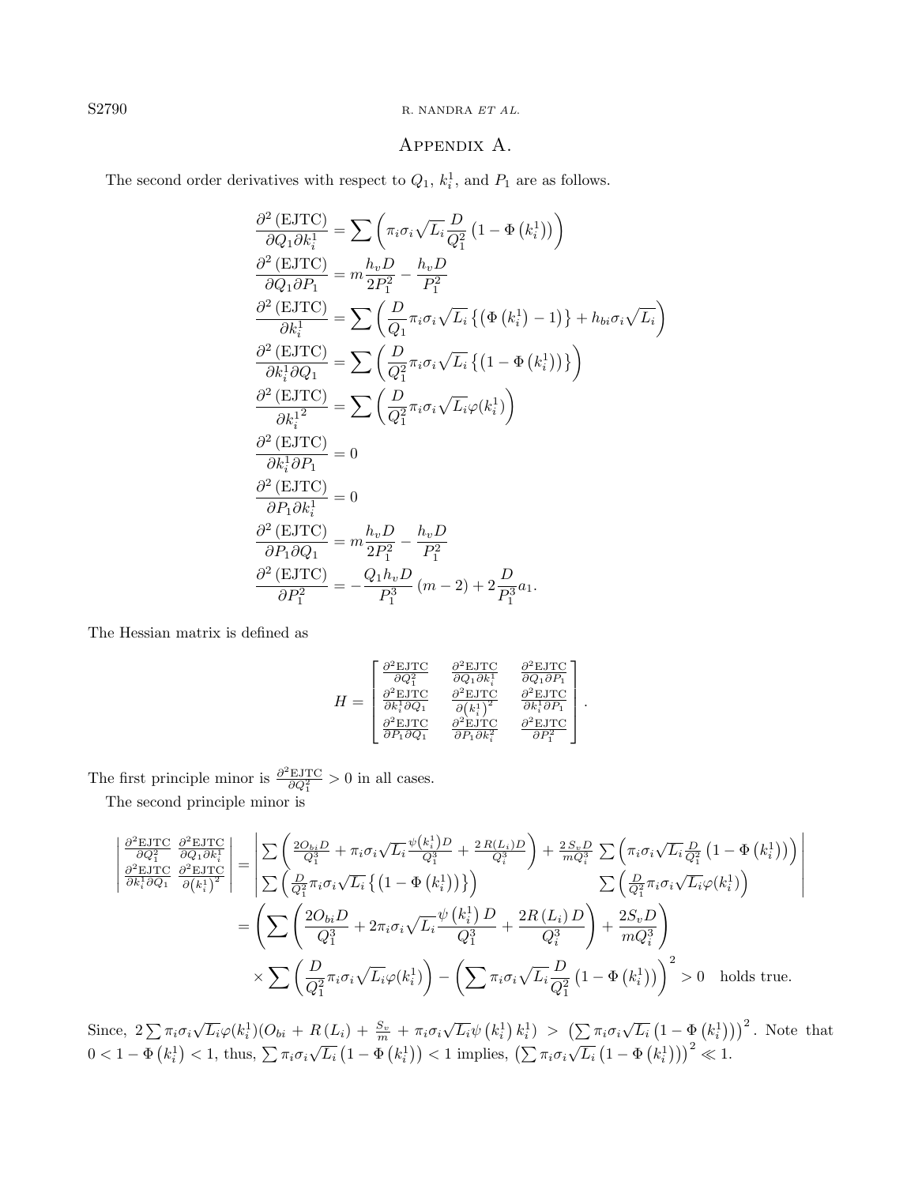# Appendix A.

The second order derivatives with respect to $Q_1$, $k_i^1$, and $P_1$ are as follows.

$$
\begin{aligned}
\frac{\partial^2 (\text{EJTC})}{\partial Q_1 \partial k_i^1} &= \sum \left( \pi_i \sigma_i \sqrt{L_i} \frac{D}{Q_1^2} \left(1 - \Phi\left(k_i^1\right)\right) \right) \\
\frac{\partial^2 (\text{EJTC})}{\partial Q_1 \partial P_1} &= m \frac{h_v D}{2P_1^2} - \frac{h_v D}{P_1^2} \\
\frac{\partial^2 (\text{EJTC})}{\partial k_i^1} &= \sum \left( \frac{D}{Q_1} \pi_i \sigma_i \sqrt{L_i} \left\{ \left( \Phi\left(k_i^1\right) - 1 \right) \right\} + h_{bi} \sigma_i \sqrt{L_i} \right) \\
\frac{\partial^2 (\text{EJTC})}{\partial k_i^1 \partial Q_1} &= \sum \left( \frac{D}{Q_1^2} \pi_i \sigma_i \sqrt{L_i} \left\{ \left( 1 - \Phi\left(k_i^1\right) \right) \right\} \right) \\
\frac{\partial^2 (\text{EJTC})}{\partial {k_i^1}^2} &= \sum \left( \frac{D}{Q_1^2} \pi_i \sigma_i \sqrt{L_i} \varphi(k_i^1) \right) \\
\frac{\partial^2 (\text{EJTC})}{\partial k_i^1 \partial P_1} &= 0 \\
\frac{\partial^2 (\text{EJTC})}{\partial P_1 \partial k_i^1} &= 0 \\
\frac{\partial^2 (\text{EJTC})}{\partial P_1 \partial Q_1} &= m \frac{h_v D}{2P_1^2} - \frac{h_v D}{P_1^2} \\
\frac{\partial^2 (\text{EJTC})}{\partial P_1^2} &= - \frac{Q_1 h_v D}{P_1^3} (m - 2) + 2 \frac{D}{P_1^3} a_1.
\end{aligned}
$$

The Hessian matrix is defined as

$$
H = \begin{bmatrix}
\frac{\partial^2 \text{EJTC}}{\partial Q_1^2} & \frac{\partial^2 \text{EJTC}}{\partial Q_1 \partial k_i^1} & \frac{\partial^2 \text{EJTC}}{\partial Q_1 \partial P_1} \\
\frac{\partial^2 \text{EJTC}}{\partial k_i^1 \partial Q_1} & \frac{\partial^2 \text{EJTC}}{\partial \left(k_i^1\right)^2} & \frac{\partial^2 \text{EJTC}}{\partial k_i^1 \partial P_1} \\
\frac{\partial^2 \text{EJTC}}{\partial P_1 \partial Q_1} & \frac{\partial^2 \text{EJTC}}{\partial P_1 \partial k_i^2} & \frac{\partial^2 \text{EJTC}}{\partial P_1^2}
\end{bmatrix}.
$$

The first principle minor is $\frac{\partial^2 \text{EJTC}}{\partial Q_1^2} > 0$ in all cases.

The second principle minor is

$$
\begin{aligned}
\begin{vmatrix}
\frac{\partial^2 \text{EJTC}}{\partial Q_1^2} & \frac{\partial^2 \text{EJTC}}{\partial Q_1 \partial k_i^1} \\
\frac{\partial^2 \text{EJTC}}{\partial k_i^1 \partial Q_1} & \frac{\partial^2 \text{EJTC}}{\partial \left(k_i^1\right)^2}
\end{vmatrix}
&= \begin{vmatrix}
\sum \left( \frac{2 O_{bi} D}{Q_1^3} + \pi_i \sigma_i \sqrt{L_i} \frac{\psi\left(k_i^1\right) D}{Q_1^3} + \frac{2\, R(L_i) D}{Q_i^3} \right) + \frac{2 S_v D}{m Q_i^3} & \sum \left( \pi_i \sigma_i \sqrt{L_i} \frac{D}{Q_1^2} \left(1 - \Phi\left(k_i^1\right)\right) \right) \\
\sum \left( \frac{D}{Q_1^2} \pi_i \sigma_i \sqrt{L_i} \left\{ \left(1 - \Phi\left(k_i^1\right)\right) \right\} \right) & \sum \left( \frac{D}{Q_1^2} \pi_i \sigma_i \sqrt{L_i} \varphi(k_i^1) \right)
\end{vmatrix} \\
&= \left( \sum \left( \frac{2 O_{bi} D}{Q_1^3} + 2 \pi_i \sigma_i \sqrt{L_i} \frac{\psi\left(k_i^1\right) D}{Q_1^3} + \frac{2 R\left(L_i\right) D}{Q_i^3} \right) + \frac{2 S_v D}{m Q_i^3} \right) \\
&\quad \times \sum \left( \frac{D}{Q_1^2} \pi_i \sigma_i \sqrt{L_i} \varphi(k_i^1) \right) - \left( \sum \pi_i \sigma_i \sqrt{L_i} \frac{D}{Q_1^2} \left(1 - \Phi\left(k_i^1\right)\right) \right)^2 > 0 \quad \text{holds true.}
\end{aligned}
$$

Since, $2 \sum \pi_i \sigma_i \sqrt{L_i} \varphi(k_i^1) (O_{bi} + R\left(L_i\right) + \frac{S_v}{m} + \pi_i \sigma_i \sqrt{L_i} \psi\left(k_i^1\right) k_i^1) > \left( \sum \pi_i \sigma_i \sqrt{L_i} \left(1 - \Phi\left(k_i^1\right)\right) \right)^2$. Note that $0 < 1 - \Phi\left(k_i^1\right) < 1$, thus, $\sum \pi_i \sigma_i \sqrt{L_i} \left(1 - \Phi\left(k_i^1\right)\right) < 1$ implies, $\left( \sum \pi_i \sigma_i \sqrt{L_i} \left(1 - \Phi\left(k_i^1\right)\right) \right)^2 \ll 1$.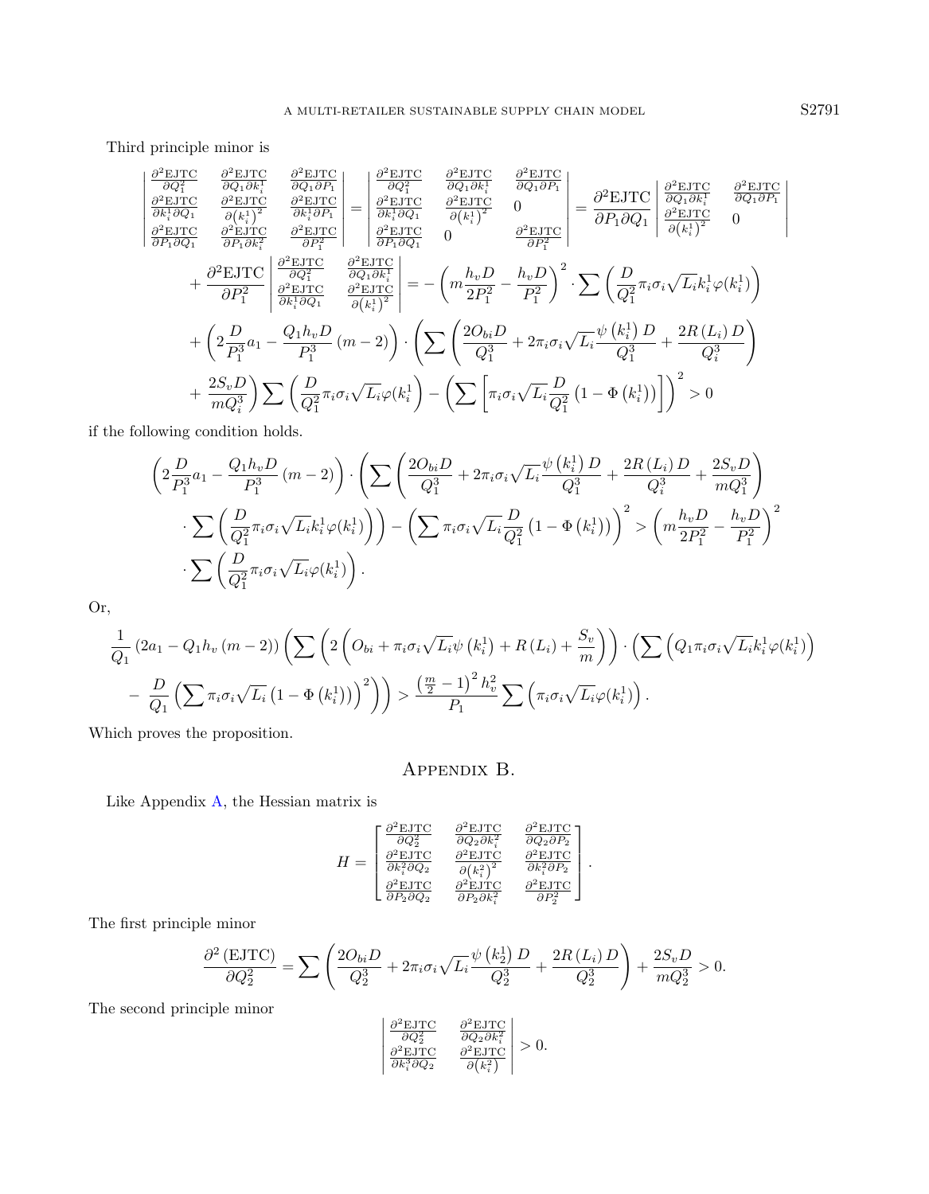Third principle minor is

$$\begin{vmatrix} \frac{\partial^2 \mathrm{EJTC}}{\partial Q_1^2} & \frac{\partial^2 \mathrm{EJTC}}{\partial Q_1 \partial k_i^1} & \frac{\partial^2 \mathrm{EJTC}}{\partial Q_1 \partial P_1} \\ \frac{\partial^2 \mathrm{EJTC}}{\partial k_i^1 \partial Q_1} & \frac{\partial^2 \mathrm{EJTC}}{\partial \left(k_i^1\right)^2} & \frac{\partial^2 \mathrm{EJTC}}{\partial k_i^1 \partial P_1} \\ \frac{\partial^2 \mathrm{EJTC}}{\partial P_1 \partial Q_1} & \frac{\partial^2 \mathrm{EJTC}}{\partial P_1 \partial k_i^2} & \frac{\partial^2 \mathrm{EJTC}}{\partial P_1^2} \end{vmatrix} = \begin{vmatrix} \frac{\partial^2 \mathrm{EJTC}}{\partial Q_1^2} & \frac{\partial^2 \mathrm{EJTC}}{\partial Q_1 \partial k_i^1} & \frac{\partial^2 \mathrm{EJTC}}{\partial Q_1 \partial P_1} \\ \frac{\partial^2 \mathrm{EJTC}}{\partial k_i^1 \partial Q_1} & \frac{\partial^2 \mathrm{EJTC}}{\partial \left(k_i^1\right)^2} & 0 \\ \frac{\partial^2 \mathrm{EJTC}}{\partial P_1 \partial Q_1} & 0 & \frac{\partial^2 \mathrm{EJTC}}{\partial P_1^2} \end{vmatrix} = \frac{\partial^2 \mathrm{EJTC}}{\partial P_1 \partial Q_1} \begin{vmatrix} \frac{\partial^2 \mathrm{EJTC}}{\partial Q_1 \partial k_i^1} & \frac{\partial^2 \mathrm{EJTC}}{\partial Q_1 \partial P_1} \\ \frac{\partial^2 \mathrm{EJTC}}{\partial \left(k_i^1\right)^2} & 0 \end{vmatrix}$$

$$+ \frac{\partial^2 \mathrm{EJTC}}{\partial P_1^2} \begin{vmatrix} \frac{\partial^2 \mathrm{EJTC}}{\partial Q_1^2} & \frac{\partial^2 \mathrm{EJTC}}{\partial Q_1 \partial k_i^1} \\ \frac{\partial^2 \mathrm{EJTC}}{\partial k_i^1 \partial Q_1} & \frac{\partial^2 \mathrm{EJTC}}{\partial \left(k_i^1\right)^2} \end{vmatrix} = -\left(m\frac{h_v D}{2P_1^2} - \frac{h_v D}{P_1^2}\right)^2 \cdot \sum\left(\frac{D}{Q_1^2}\pi_i \sigma_i \sqrt{L_i} k_i^1 \varphi(k_i^1)\right)$$

$$+ \left(2\frac{D}{P_1^3}a_1 - \frac{Q_1 h_v D}{P_1^3}(m-2)\right) \cdot \left(\sum\left(\frac{2O_{bi}D}{Q_1^3} + 2\pi_i\sigma_i\sqrt{L_i}\frac{\psi\left(k_i^1\right)D}{Q_1^3} + \frac{2R\left(L_i\right)D}{Q_i^3}\right)\right.$$

$$\left. + \frac{2S_v D}{mQ_i^3}\right)\sum\left(\frac{D}{Q_1^2}\pi_i\sigma_i\sqrt{L_i}\varphi(k_i^1\right) - \left(\sum\left[\pi_i\sigma_i\sqrt{L_i}\frac{D}{Q_1^2}\left(1-\Phi\left(k_i^1\right)\right)\right]\right)^2 > 0$$

if the following condition holds.

$$\left(2\frac{D}{P_1^3}a_1 - \frac{Q_1 h_v D}{P_1^3}(m-2)\right) \cdot \left(\sum\left(\frac{2O_{bi}D}{Q_1^3} + 2\pi_i\sigma_i\sqrt{L_i}\frac{\psi\left(k_i^1\right)D}{Q_1^3} + \frac{2R\left(L_i\right)D}{Q_i^3} + \frac{2S_v D}{mQ_1^3}\right)\right.$$

$$\left. \cdot \sum\left(\frac{D}{Q_1^2}\pi_i\sigma_i\sqrt{L_i}k_i^1\varphi(k_i^1)\right)\right) - \left(\sum \pi_i\sigma_i\sqrt{L_i}\frac{D}{Q_1^2}\left(1-\Phi\left(k_i^1\right)\right)\right)^2 > \left(m\frac{h_v D}{2P_1^2} - \frac{h_v D}{P_1^2}\right)^2$$

$$\cdot \sum\left(\frac{D}{Q_1^2}\pi_i\sigma_i\sqrt{L_i}\varphi(k_i^1)\right).$$

Or,

$$\frac{1}{Q_1}\left(2a_1 - Q_1 h_v (m-2)\right)\left(\sum\left(2\left(O_{bi} + \pi_i\sigma_i\sqrt{L_i}\psi\left(k_i^1\right) + R\left(L_i\right) + \frac{S_v}{m}\right)\right) \cdot \left(\sum\left(Q_1\pi_i\sigma_i\sqrt{L_i}k_i^1\varphi(k_i^1)\right)\right.\right.$$

$$\left.\left. - \frac{D}{Q_1}\left(\sum \pi_i\sigma_i\sqrt{L_i}\left(1-\Phi\left(k_i^1\right)\right)\right)^2\right)\right) > \frac{\left(\frac{m}{2}-1\right)^2 h_v^2}{P_1}\sum\left(\pi_i\sigma_i\sqrt{L_i}\varphi(k_i^1)\right).$$

Which proves the proposition.

# Appendix B.

Like Appendix A, the Hessian matrix is

$$H = \begin{bmatrix} \frac{\partial^2 \mathrm{EJTC}}{\partial Q_2^2} & \frac{\partial^2 \mathrm{EJTC}}{\partial Q_2 \partial k_i^2} & \frac{\partial^2 \mathrm{EJTC}}{\partial Q_2 \partial P_2} \\ \frac{\partial^2 \mathrm{EJTC}}{\partial k_i^2 \partial Q_2} & \frac{\partial^2 \mathrm{EJTC}}{\partial \left(k_i^2\right)^2} & \frac{\partial^2 \mathrm{EJTC}}{\partial k_i^2 \partial P_2} \\ \frac{\partial^2 \mathrm{EJTC}}{\partial P_2 \partial Q_2} & \frac{\partial^2 \mathrm{EJTC}}{\partial P_2 \partial k_i^2} & \frac{\partial^2 \mathrm{EJTC}}{\partial P_2^2} \end{bmatrix}.$$

The first principle minor

$$\frac{\partial^2 (\mathrm{EJTC})}{\partial Q_2^2} = \sum\left(\frac{2O_{bi}D}{Q_2^3} + 2\pi_i\sigma_i\sqrt{L_i}\frac{\psi\left(k_2^1\right)D}{Q_2^3} + \frac{2R\left(L_i\right)D}{Q_2^3}\right) + \frac{2S_v D}{mQ_2^3} > 0.$$

The second principle minor

$$\begin{vmatrix} \frac{\partial^2 \mathrm{EJTC}}{\partial Q_2^2} & \frac{\partial^2 \mathrm{EJTC}}{\partial Q_2 \partial k_i^2} \\ \frac{\partial^2 \mathrm{EJTC}}{\partial k_i^3 \partial Q_2} & \frac{\partial^2 \mathrm{EJTC}}{\partial \left(k_i^2\right)} \end{vmatrix} > 0.$$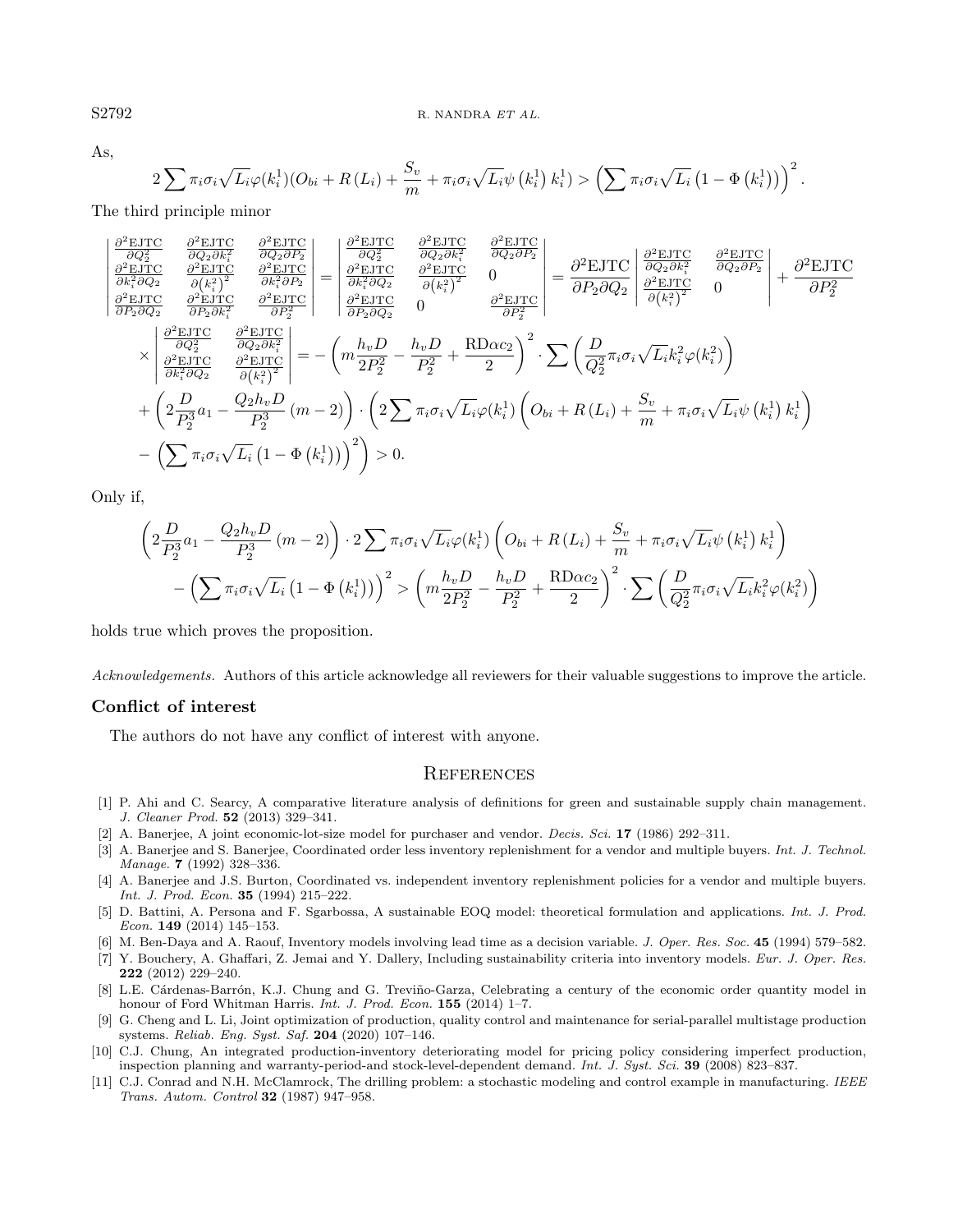As,

$$2\sum \pi_i\sigma_i\sqrt{L_i}\varphi(k_i^1)(O_{bi}+R\left(L_i\right)+\frac{S_v}{m}+\pi_i\sigma_i\sqrt{L_i}\psi\left(k_i^1\right)k_i^1)>\left(\sum \pi_i\sigma_i\sqrt{L_i}\left(1-\Phi\left(k_i^1\right)\right)\right)^2.$$

The third principle minor

$$\begin{vmatrix} \frac{\partial^2 \mathrm{EJTC}}{\partial Q_2^2} & \frac{\partial^2 \mathrm{EJTC}}{\partial Q_2 \partial k_i^2} & \frac{\partial^2 \mathrm{EJTC}}{\partial Q_2 \partial P_2} \\ \frac{\partial^2 \mathrm{EJTC}}{\partial k_i^2 \partial Q_2} & \frac{\partial^2 \mathrm{EJTC}}{\partial \left(k_i^2\right)^2} & \frac{\partial^2 \mathrm{EJTC}}{\partial k_i^2 \partial P_2} \\ \frac{\partial^2 \mathrm{EJTC}}{\partial P_2 \partial Q_2} & \frac{\partial^2 \mathrm{EJTC}}{\partial P_2 \partial k_i^2} & \frac{\partial^2 \mathrm{EJTC}}{\partial P_2^2} \end{vmatrix} = \begin{vmatrix} \frac{\partial^2 \mathrm{EJTC}}{\partial Q_2^2} & \frac{\partial^2 \mathrm{EJTC}}{\partial Q_2 \partial k_i^2} & \frac{\partial^2 \mathrm{EJTC}}{\partial Q_2 \partial P_2} \\ \frac{\partial^2 \mathrm{EJTC}}{\partial k_i^2 \partial Q_2} & \frac{\partial^2 \mathrm{EJTC}}{\partial \left(k_i^2\right)^2} & 0 \\ \frac{\partial^2 \mathrm{EJTC}}{\partial P_2 \partial Q_2} & 0 & \frac{\partial^2 \mathrm{EJTC}}{\partial P_2^2} \end{vmatrix} = \frac{\partial^2 \mathrm{EJTC}}{\partial P_2 \partial Q_2} \begin{vmatrix} \frac{\partial^2 \mathrm{EJTC}}{\partial Q_2 \partial k_i^2} & \frac{\partial^2 \mathrm{EJTC}}{\partial Q_2 \partial P_2} \\ \frac{\partial^2 \mathrm{EJTC}}{\partial \left(k_i^2\right)^2} & 0 \end{vmatrix} + \frac{\partial^2 \mathrm{EJTC}}{\partial P_2^2}$$

$$\times \begin{vmatrix} \frac{\partial^2 \mathrm{EJTC}}{\partial Q_2^2} & \frac{\partial^2 \mathrm{EJTC}}{\partial Q_2 \partial k_i^2} \\ \frac{\partial^2 \mathrm{EJTC}}{\partial k_i^2 \partial Q_2} & \frac{\partial^2 \mathrm{EJTC}}{\partial \left(k_i^2\right)^2} \end{vmatrix} = -\left(m\frac{h_v D}{2P_2^2} - \frac{h_v D}{P_2^2} + \frac{\mathrm{RD}\alpha c_2}{2}\right)^2 \cdot \sum\left(\frac{D}{Q_2^2}\pi_i\sigma_i\sqrt{L_i}k_i^2\varphi(k_i^2)\right)$$

$$+\left(2\frac{D}{P_2^3}a_1 - \frac{Q_2 h_v D}{P_2^3}\left(m-2\right)\right)\cdot\left(2\sum \pi_i\sigma_i\sqrt{L_i}\varphi(k_i^1)\left(O_{bi}+R\left(L_i\right)+\frac{S_v}{m}+\pi_i\sigma_i\sqrt{L_i}\psi\left(k_i^1\right)k_i^1\right)\right.$$

$$\left.-\left(\sum \pi_i\sigma_i\sqrt{L_i}\left(1-\Phi\left(k_i^1\right)\right)\right)^2\right)>0.$$

Only if,

$$\left(2\frac{D}{P_2^3}a_1 - \frac{Q_2 h_v D}{P_2^3}\left(m-2\right)\right)\cdot 2\sum \pi_i\sigma_i\sqrt{L_i}\varphi(k_i^1)\left(O_{bi}+R\left(L_i\right)+\frac{S_v}{m}+\pi_i\sigma_i\sqrt{L_i}\psi\left(k_i^1\right)k_i^1\right)$$

$$-\left(\sum \pi_i\sigma_i\sqrt{L_i}\left(1-\Phi\left(k_i^1\right)\right)\right)^2 > \left(m\frac{h_v D}{2P_2^2} - \frac{h_v D}{P_2^2} + \frac{\mathrm{RD}\alpha c_2}{2}\right)^2 \cdot \sum\left(\frac{D}{Q_2^2}\pi_i\sigma_i\sqrt{L_i}k_i^2\varphi(k_i^2)\right)$$

holds true which proves the proposition.

*Acknowledgements.* Authors of this article acknowledge all reviewers for their valuable suggestions to improve the article.

## Conflict of interest

The authors do not have any conflict of interest with anyone.

## References

[1] P. Ahi and C. Searcy, A comparative literature analysis of definitions for green and sustainable supply chain management. *J. Cleaner Prod.* **52** (2013) 329–341.

[2] A. Banerjee, A joint economic-lot-size model for purchaser and vendor. *Decis. Sci.* **17** (1986) 292–311.

[3] A. Banerjee and S. Banerjee, Coordinated order less inventory replenishment for a vendor and multiple buyers. *Int. J. Technol. Manage.* **7** (1992) 328–336.

[4] A. Banerjee and J.S. Burton, Coordinated vs. independent inventory replenishment policies for a vendor and multiple buyers. *Int. J. Prod. Econ.* **35** (1994) 215–222.

[5] D. Battini, A. Persona and F. Sgarbossa, A sustainable EOQ model: theoretical formulation and applications. *Int. J. Prod. Econ.* **149** (2014) 145–153.

[6] M. Ben-Daya and A. Raouf, Inventory models involving lead time as a decision variable. *J. Oper. Res. Soc.* **45** (1994) 579–582.

[7] Y. Bouchery, A. Ghaffari, Z. Jemai and Y. Dallery, Including sustainability criteria into inventory models. *Eur. J. Oper. Res.* **222** (2012) 229–240.

[8] L.E. Cárdenas-Barrón, K.J. Chung and G. Treviño-Garza, Celebrating a century of the economic order quantity model in honour of Ford Whitman Harris. *Int. J. Prod. Econ.* **155** (2014) 1–7.

[9] G. Cheng and L. Li, Joint optimization of production, quality control and maintenance for serial-parallel multistage production systems. *Reliab. Eng. Syst. Saf.* **204** (2020) 107–146.

[10] C.J. Chung, An integrated production-inventory deteriorating model for pricing policy considering imperfect production, inspection planning and warranty-period-and stock-level-dependent demand. *Int. J. Syst. Sci.* **39** (2008) 823–837.

[11] C.J. Conrad and N.H. McClamrock, The drilling problem: a stochastic modeling and control example in manufacturing. *IEEE Trans. Autom. Control* **32** (1987) 947–958.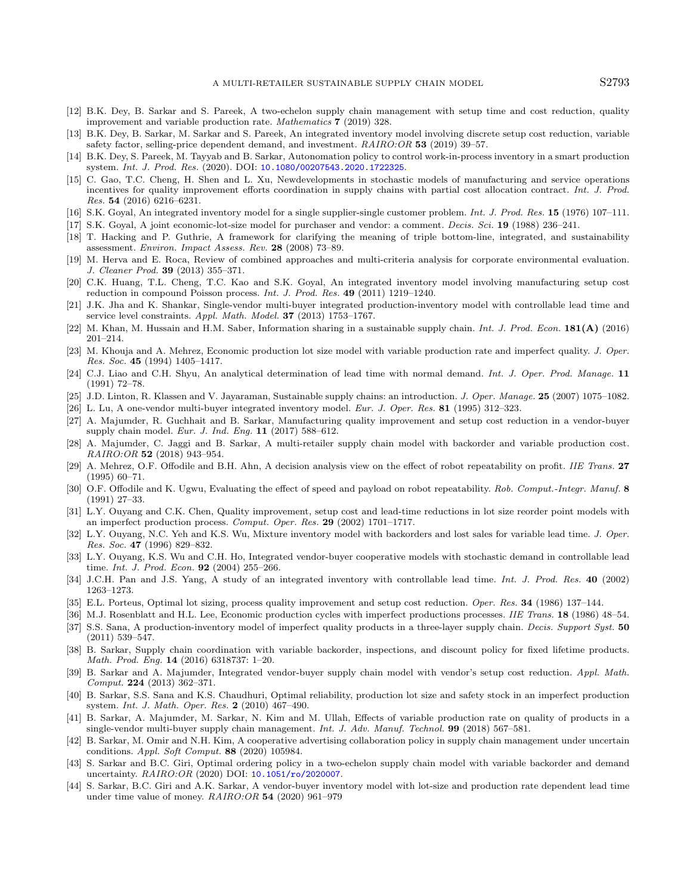[12] B.K. Dey, B. Sarkar and S. Pareek, A two-echelon supply chain management with setup time and cost reduction, quality improvement and variable production rate. *Mathematics* **7** (2019) 328.

[13] B.K. Dey, B. Sarkar, M. Sarkar and S. Pareek, An integrated inventory model involving discrete setup cost reduction, variable safety factor, selling-price dependent demand, and investment. *RAIRO:OR* **53** (2019) 39–57.

[14] B.K. Dey, S. Pareek, M. Tayyab and B. Sarkar, Autonomation policy to control work-in-process inventory in a smart production system. *Int. J. Prod. Res.* (2020). DOI: 10.1080/00207543.2020.1722325.

[15] C. Gao, T.C. Cheng, H. Shen and L. Xu, Newdevelopments in stochastic models of manufacturing and service operations incentives for quality improvement efforts coordination in supply chains with partial cost allocation contract. *Int. J. Prod. Res.* **54** (2016) 6216–6231.

[16] S.K. Goyal, An integrated inventory model for a single supplier-single customer problem. *Int. J. Prod. Res.* **15** (1976) 107–111.

[17] S.K. Goyal, A joint economic-lot-size model for purchaser and vendor: a comment. *Decis. Sci.* **19** (1988) 236–241.

[18] T. Hacking and P. Guthrie, A framework for clarifying the meaning of triple bottom-line, integrated, and sustainability assessment. *Environ. Impact Assess. Rev.* **28** (2008) 73–89.

[19] M. Herva and E. Roca, Review of combined approaches and multi-criteria analysis for corporate environmental evaluation. *J. Cleaner Prod.* **39** (2013) 355–371.

[20] C.K. Huang, T.L. Cheng, T.C. Kao and S.K. Goyal, An integrated inventory model involving manufacturing setup cost reduction in compound Poisson process. *Int. J. Prod. Res.* **49** (2011) 1219–1240.

[21] J.K. Jha and K. Shankar, Single-vendor multi-buyer integrated production-inventory model with controllable lead time and service level constraints. *Appl. Math. Model.* **37** (2013) 1753–1767.

[22] M. Khan, M. Hussain and H.M. Saber, Information sharing in a sustainable supply chain. *Int. J. Prod. Econ.* **181(A)** (2016) 201–214.

[23] M. Khouja and A. Mehrez, Economic production lot size model with variable production rate and imperfect quality. *J. Oper. Res. Soc.* **45** (1994) 1405–1417.

[24] C.J. Liao and C.H. Shyu, An analytical determination of lead time with normal demand. *Int. J. Oper. Prod. Manage.* **11** (1991) 72–78.

[25] J.D. Linton, R. Klassen and V. Jayaraman, Sustainable supply chains: an introduction. *J. Oper. Manage.* **25** (2007) 1075–1082.

[26] L. Lu, A one-vendor multi-buyer integrated inventory model. *Eur. J. Oper. Res.* **81** (1995) 312–323.

[27] A. Majumder, R. Guchhait and B. Sarkar, Manufacturing quality improvement and setup cost reduction in a vendor-buyer supply chain model. *Eur. J. Ind. Eng.* **11** (2017) 588–612.

[28] A. Majumder, C. Jaggi and B. Sarkar, A multi-retailer supply chain model with backorder and variable production cost. *RAIRO:OR* **52** (2018) 943–954.

[29] A. Mehrez, O.F. Offodile and B.H. Ahn, A decision analysis view on the effect of robot repeatability on profit. *IIE Trans.* **27** (1995) 60–71.

[30] O.F. Offodile and K. Ugwu, Evaluating the effect of speed and payload on robot repeatability. *Rob. Comput.-Integr. Manuf.* **8** (1991) 27–33.

[31] L.Y. Ouyang and C.K. Chen, Quality improvement, setup cost and lead-time reductions in lot size reorder point models with an imperfect production process. *Comput. Oper. Res.* **29** (2002) 1701–1717.

[32] L.Y. Ouyang, N.C. Yeh and K.S. Wu, Mixture inventory model with backorders and lost sales for variable lead time. *J. Oper. Res. Soc.* **47** (1996) 829–832.

[33] L.Y. Ouyang, K.S. Wu and C.H. Ho, Integrated vendor-buyer cooperative models with stochastic demand in controllable lead time. *Int. J. Prod. Econ.* **92** (2004) 255–266.

[34] J.C.H. Pan and J.S. Yang, A study of an integrated inventory with controllable lead time. *Int. J. Prod. Res.* **40** (2002) 1263–1273.

[35] E.L. Porteus, Optimal lot sizing, process quality improvement and setup cost reduction. *Oper. Res.* **34** (1986) 137–144.

[36] M.J. Rosenblatt and H.L. Lee, Economic production cycles with imperfect productions processes. *IIE Trans.* **18** (1986) 48–54.

[37] S.S. Sana, A production-inventory model of imperfect quality products in a three-layer supply chain. *Decis. Support Syst.* **50** (2011) 539–547.

[38] B. Sarkar, Supply chain coordination with variable backorder, inspections, and discount policy for fixed lifetime products. *Math. Prod. Eng.* **14** (2016) 6318737: 1–20.

[39] B. Sarkar and A. Majumder, Integrated vendor-buyer supply chain model with vendor's setup cost reduction. *Appl. Math. Comput.* **224** (2013) 362–371.

[40] B. Sarkar, S.S. Sana and K.S. Chaudhuri, Optimal reliability, production lot size and safety stock in an imperfect production system. *Int. J. Math. Oper. Res.* **2** (2010) 467–490.

[41] B. Sarkar, A. Majumder, M. Sarkar, N. Kim and M. Ullah, Effects of variable production rate on quality of products in a single-vendor multi-buyer supply chain management. *Int. J. Adv. Manuf. Technol.* **99** (2018) 567–581.

[42] B. Sarkar, M. Omir and N.H. Kim, A cooperative advertising collaboration policy in supply chain management under uncertain conditions. *Appl. Soft Comput.* **88** (2020) 105984.

[43] S. Sarkar and B.C. Giri, Optimal ordering policy in a two-echelon supply chain model with variable backorder and demand uncertainty. *RAIRO:OR* (2020) DOI: 10.1051/ro/2020007.

[44] S. Sarkar, B.C. Giri and A.K. Sarkar, A vendor-buyer inventory model with lot-size and production rate dependent lead time under time value of money. *RAIRO:OR* **54** (2020) 961–979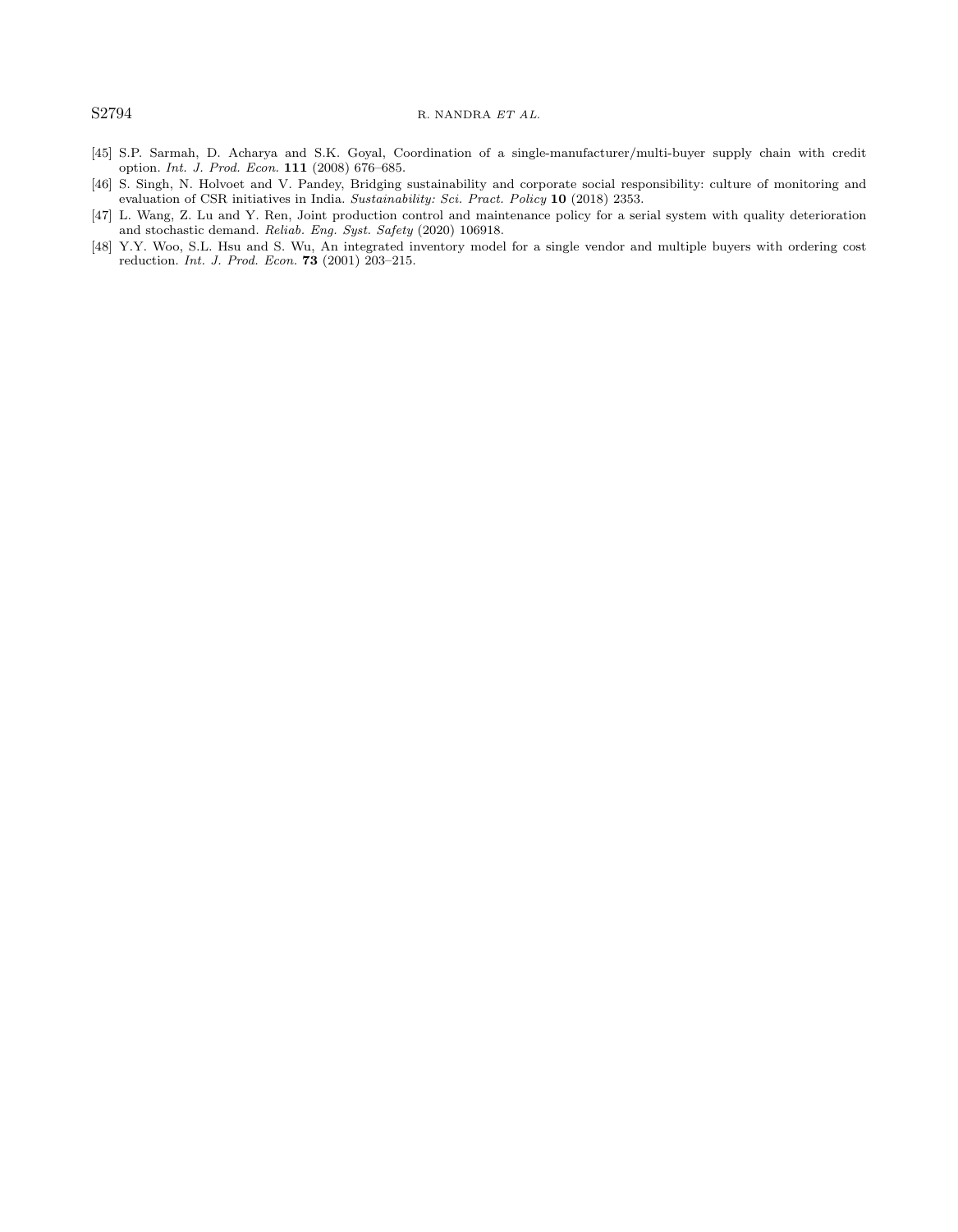[45] S.P. Sarmah, D. Acharya and S.K. Goyal, Coordination of a single-manufacturer/multi-buyer supply chain with credit option. *Int. J. Prod. Econ.* **111** (2008) 676–685.

[46] S. Singh, N. Holvoet and V. Pandey, Bridging sustainability and corporate social responsibility: culture of monitoring and evaluation of CSR initiatives in India. *Sustainability: Sci. Pract. Policy* **10** (2018) 2353.

[47] L. Wang, Z. Lu and Y. Ren, Joint production control and maintenance policy for a serial system with quality deterioration and stochastic demand. *Reliab. Eng. Syst. Safety* (2020) 106918.

[48] Y.Y. Woo, S.L. Hsu and S. Wu, An integrated inventory model for a single vendor and multiple buyers with ordering cost reduction. *Int. J. Prod. Econ.* **73** (2001) 203–215.